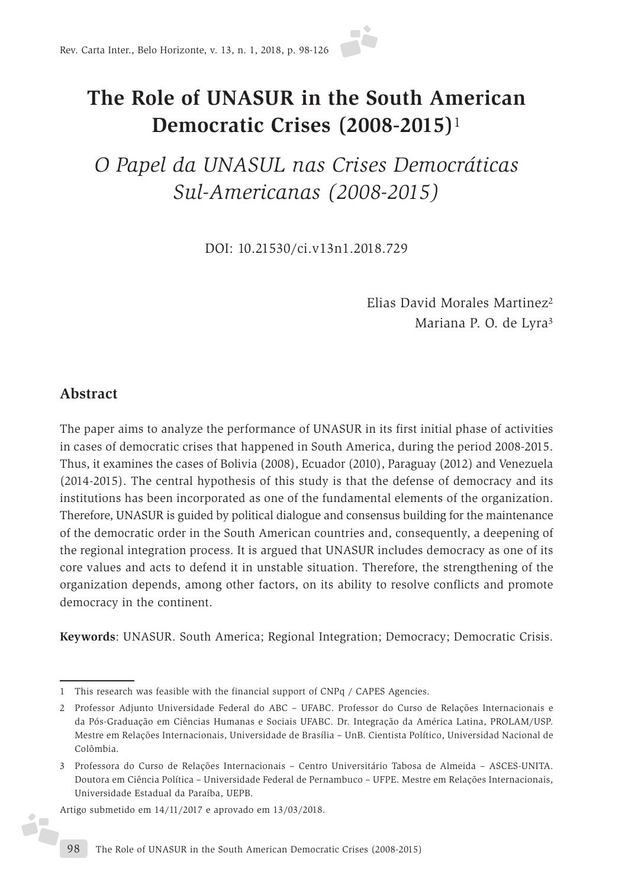# The Role of UNASUR in the South American Democratic Crises (2008-2015)[1]

## *O Papel da UNASUL nas Crises Democráticas Sul-Americanas (2008-2015)*

DOI: 10.21530/ci.v13n1.2018.729

Elias David Morales Martinez[2]
Mariana P. O. de Lyra[3]

## Abstract

The paper aims to analyze the performance of UNASUR in its first initial phase of activities in cases of democratic crises that happened in South America, during the period 2008-2015. Thus, it examines the cases of Bolivia (2008), Ecuador (2010), Paraguay (2012) and Venezuela (2014-2015). The central hypothesis of this study is that the defense of democracy and its institutions has been incorporated as one of the fundamental elements of the organization. Therefore, UNASUR is guided by political dialogue and consensus building for the maintenance of the democratic order in the South American countries and, consequently, a deepening of the regional integration process. It is argued that UNASUR includes democracy as one of its core values and acts to defend it in unstable situation. Therefore, the strengthening of the organization depends, among other factors, on its ability to resolve conflicts and promote democracy in the continent.

**Keywords**: UNASUR. South America; Regional Integration; Democracy; Democratic Crisis.

---

1 This research was feasible with the financial support of CNPq / CAPES Agencies.

2 Professor Adjunto Universidade Federal do ABC – UFABC. Professor do Curso de Relações Internacionais e da Pós-Graduação em Ciências Humanas e Sociais UFABC. Dr. Integração da América Latina, PROLAM/USP. Mestre em Relações Internacionais, Universidade de Brasília – UnB. Cientista Político, Universidad Nacional de Colômbia.

3 Professora do Curso de Relações Internacionais – Centro Universitário Tabosa de Almeida – ASCES-UNITA. Doutora em Ciência Política – Universidade Federal de Pernambuco – UFPE. Mestre em Relações Internacionais, Universidade Estadual da Paraíba, UEPB.

Artigo submetido em 14/11/2017 e aprovado em 13/03/2018.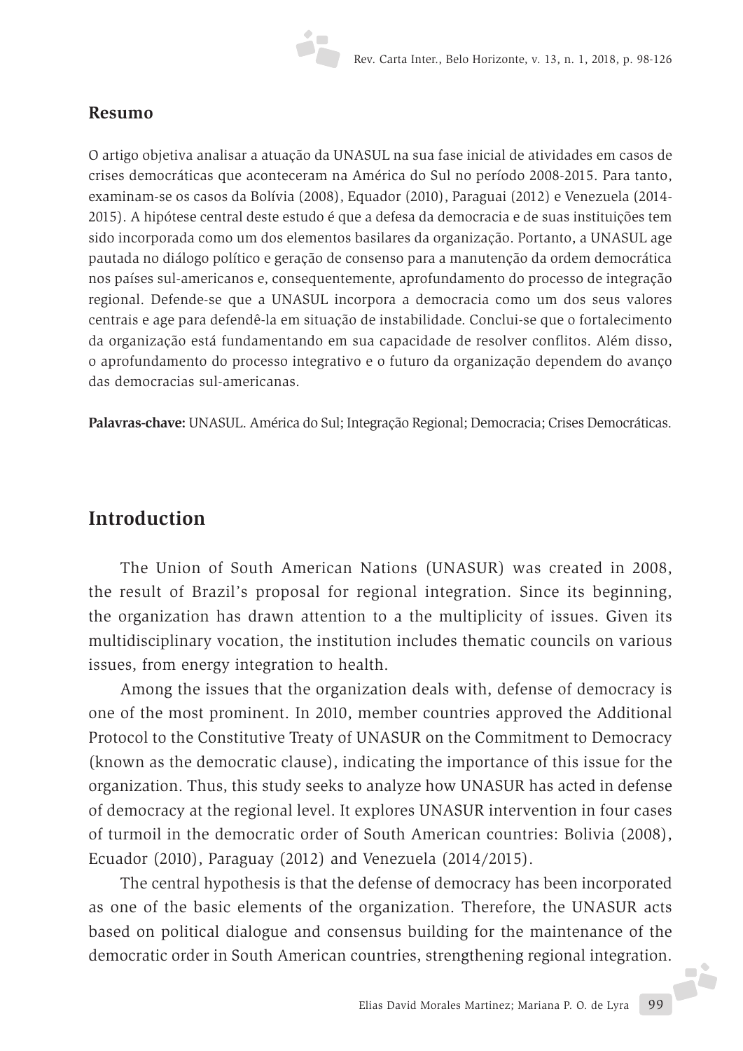## Resumo

O artigo objetiva analisar a atuação da UNASUL na sua fase inicial de atividades em casos de crises democráticas que aconteceram na América do Sul no período 2008-2015. Para tanto, examinam-se os casos da Bolívia (2008), Equador (2010), Paraguai (2012) e Venezuela (2014-2015). A hipótese central deste estudo é que a defesa da democracia e de suas instituições tem sido incorporada como um dos elementos basilares da organização. Portanto, a UNASUL age pautada no diálogo político e geração de consenso para a manutenção da ordem democrática nos países sul-americanos e, consequentemente, aprofundamento do processo de integração regional. Defende-se que a UNASUL incorpora a democracia como um dos seus valores centrais e age para defendê-la em situação de instabilidade. Conclui-se que o fortalecimento da organização está fundamentando em sua capacidade de resolver conflitos. Além disso, o aprofundamento do processo integrativo e o futuro da organização dependem do avanço das democracias sul-americanas.

**Palavras-chave:** UNASUL. América do Sul; Integração Regional; Democracia; Crises Democráticas.

## Introduction

The Union of South American Nations (UNASUR) was created in 2008, the result of Brazil's proposal for regional integration. Since its beginning, the organization has drawn attention to a the multiplicity of issues. Given its multidisciplinary vocation, the institution includes thematic councils on various issues, from energy integration to health.

Among the issues that the organization deals with, defense of democracy is one of the most prominent. In 2010, member countries approved the Additional Protocol to the Constitutive Treaty of UNASUR on the Commitment to Democracy (known as the democratic clause), indicating the importance of this issue for the organization. Thus, this study seeks to analyze how UNASUR has acted in defense of democracy at the regional level. It explores UNASUR intervention in four cases of turmoil in the democratic order of South American countries: Bolivia (2008), Ecuador (2010), Paraguay (2012) and Venezuela (2014/2015).

The central hypothesis is that the defense of democracy has been incorporated as one of the basic elements of the organization. Therefore, the UNASUR acts based on political dialogue and consensus building for the maintenance of the democratic order in South American countries, strengthening regional integration.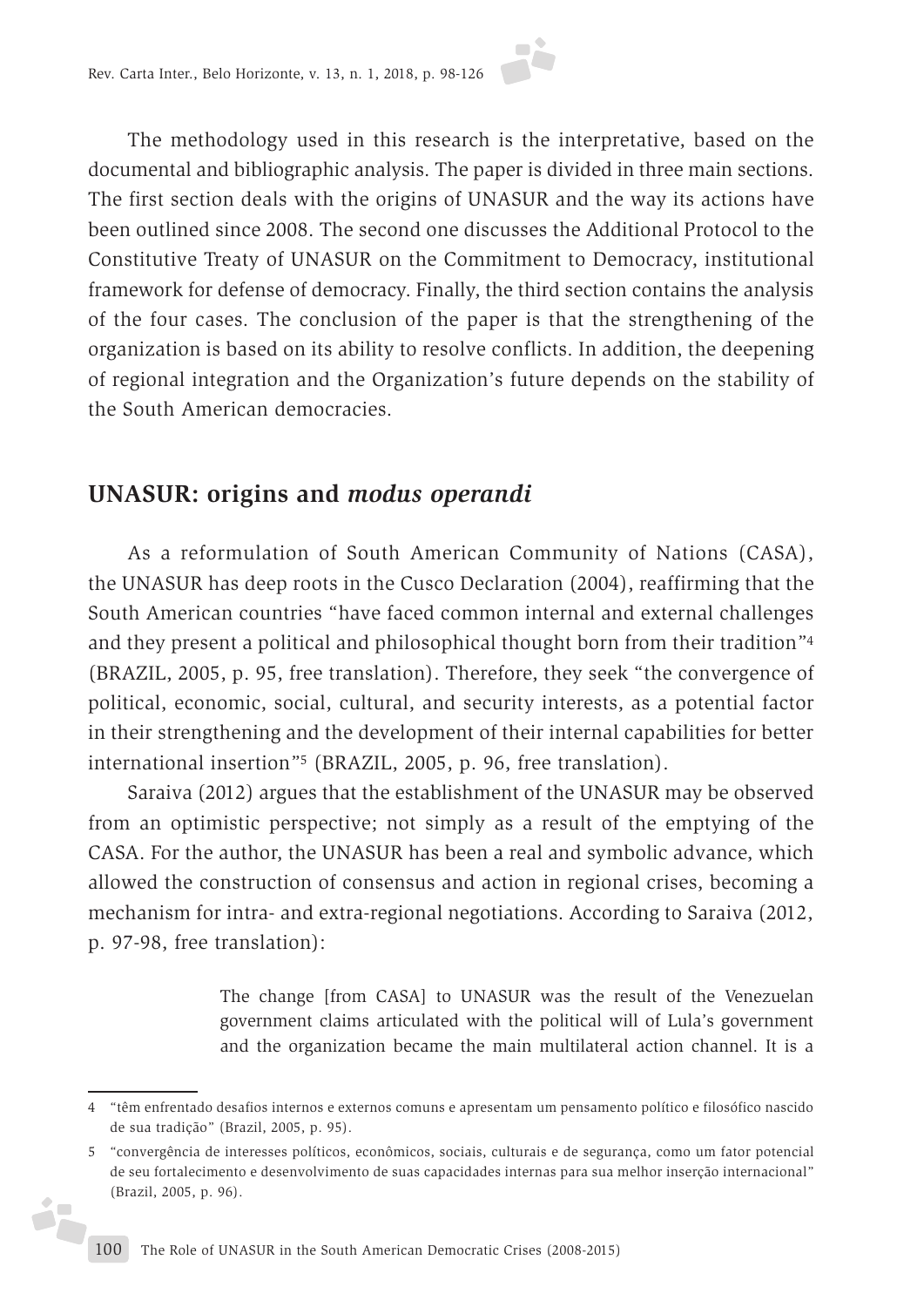The methodology used in this research is the interpretative, based on the documental and bibliographic analysis. The paper is divided in three main sections. The first section deals with the origins of UNASUR and the way its actions have been outlined since 2008. The second one discusses the Additional Protocol to the Constitutive Treaty of UNASUR on the Commitment to Democracy, institutional framework for defense of democracy. Finally, the third section contains the analysis of the four cases. The conclusion of the paper is that the strengthening of the organization is based on its ability to resolve conflicts. In addition, the deepening of regional integration and the Organization's future depends on the stability of the South American democracies.

## UNASUR: origins and *modus operandi*

As a reformulation of South American Community of Nations (CASA), the UNASUR has deep roots in the Cusco Declaration (2004), reaffirming that the South American countries "have faced common internal and external challenges and they present a political and philosophical thought born from their tradition"[4] (BRAZIL, 2005, p. 95, free translation). Therefore, they seek "the convergence of political, economic, social, cultural, and security interests, as a potential factor in their strengthening and the development of their internal capabilities for better international insertion"[5] (BRAZIL, 2005, p. 96, free translation).

Saraiva (2012) argues that the establishment of the UNASUR may be observed from an optimistic perspective; not simply as a result of the emptying of the CASA. For the author, the UNASUR has been a real and symbolic advance, which allowed the construction of consensus and action in regional crises, becoming a mechanism for intra- and extra-regional negotiations. According to Saraiva (2012, p. 97-98, free translation):

> The change [from CASA] to UNASUR was the result of the Venezuelan government claims articulated with the political will of Lula's government and the organization became the main multilateral action channel. It is a

---

4 "têm enfrentado desafios internos e externos comuns e apresentam um pensamento político e filosófico nascido de sua tradição" (Brazil, 2005, p. 95).

5 "convergência de interesses políticos, econômicos, sociais, culturais e de segurança, como um fator potencial de seu fortalecimento e desenvolvimento de suas capacidades internas para sua melhor inserção internacional" (Brazil, 2005, p. 96).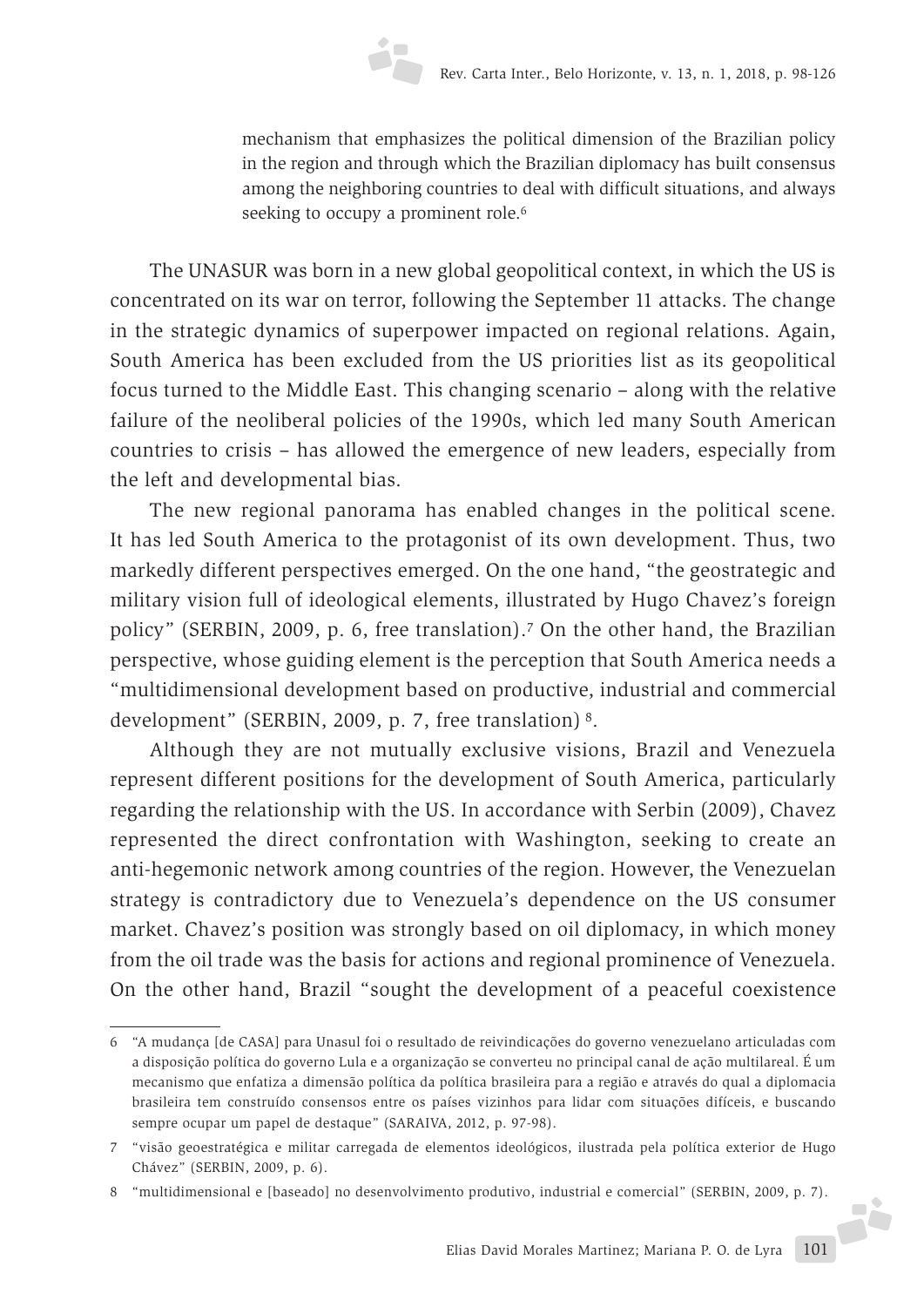> mechanism that emphasizes the political dimension of the Brazilian policy in the region and through which the Brazilian diplomacy has built consensus among the neighboring countries to deal with difficult situations, and always seeking to occupy a prominent role.[6]

The UNASUR was born in a new global geopolitical context, in which the US is concentrated on its war on terror, following the September 11 attacks. The change in the strategic dynamics of superpower impacted on regional relations. Again, South America has been excluded from the US priorities list as its geopolitical focus turned to the Middle East. This changing scenario – along with the relative failure of the neoliberal policies of the 1990s, which led many South American countries to crisis – has allowed the emergence of new leaders, especially from the left and developmental bias.

The new regional panorama has enabled changes in the political scene. It has led South America to the protagonist of its own development. Thus, two markedly different perspectives emerged. On the one hand, "the geostrategic and military vision full of ideological elements, illustrated by Hugo Chavez's foreign policy" (SERBIN, 2009, p. 6, free translation).[7] On the other hand, the Brazilian perspective, whose guiding element is the perception that South America needs a "multidimensional development based on productive, industrial and commercial development" (SERBIN, 2009, p. 7, free translation) [8].

Although they are not mutually exclusive visions, Brazil and Venezuela represent different positions for the development of South America, particularly regarding the relationship with the US. In accordance with Serbin (2009), Chavez represented the direct confrontation with Washington, seeking to create an anti-hegemonic network among countries of the region. However, the Venezuelan strategy is contradictory due to Venezuela's dependence on the US consumer market. Chavez's position was strongly based on oil diplomacy, in which money from the oil trade was the basis for actions and regional prominence of Venezuela. On the other hand, Brazil "sought the development of a peaceful coexistence

---

6 "A mudança [de CASA] para Unasul foi o resultado de reivindicações do governo venezuelano articuladas com a disposição política do governo Lula e a organização se converteu no principal canal de ação multilareal. É um mecanismo que enfatiza a dimensão política da política brasileira para a região e através do qual a diplomacia brasileira tem construído consensos entre os países vizinhos para lidar com situações difíceis, e buscando sempre ocupar um papel de destaque" (SARAIVA, 2012, p. 97-98).

7 "visão geoestratégica e militar carregada de elementos ideológicos, ilustrada pela política exterior de Hugo Chávez" (SERBIN, 2009, p. 6).

8 "multidimensional e [baseado] no desenvolvimento produtivo, industrial e comercial" (SERBIN, 2009, p. 7).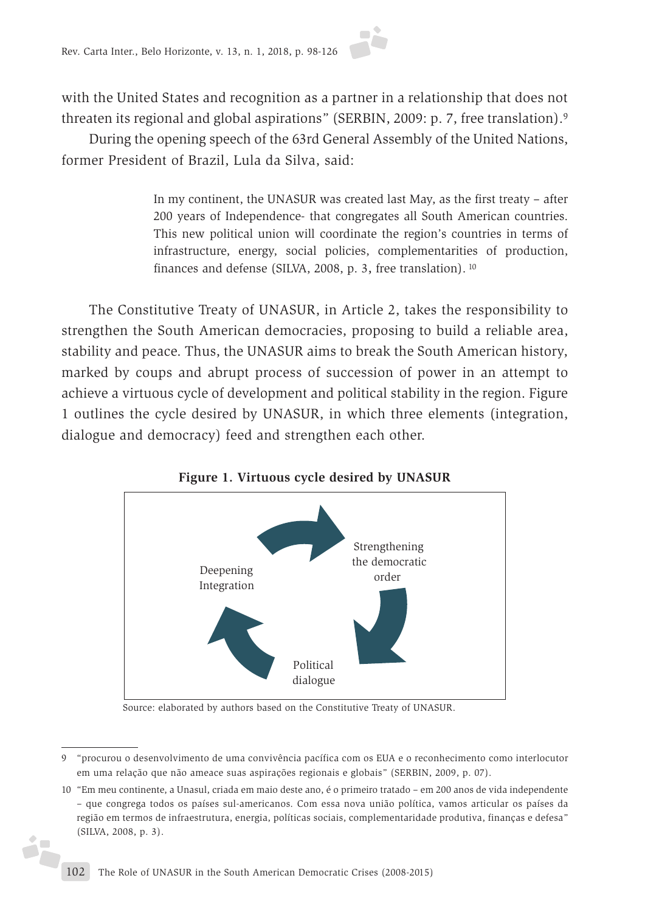with the United States and recognition as a partner in a relationship that does not threaten its regional and global aspirations" (SERBIN, 2009: p. 7, free translation).[9]

During the opening speech of the 63rd General Assembly of the United Nations, former President of Brazil, Lula da Silva, said:

> In my continent, the UNASUR was created last May, as the first treaty – after 200 years of Independence- that congregates all South American countries. This new political union will coordinate the region's countries in terms of infrastructure, energy, social policies, complementarities of production, finances and defense (SILVA, 2008, p. 3, free translation). [10]

The Constitutive Treaty of UNASUR, in Article 2, takes the responsibility to strengthen the South American democracies, proposing to build a reliable area, stability and peace. Thus, the UNASUR aims to break the South American history, marked by coups and abrupt process of succession of power in an attempt to achieve a virtuous cycle of development and political stability in the region. Figure 1 outlines the cycle desired by UNASUR, in which three elements (integration, dialogue and democracy) feed and strengthen each other.

**Figure 1. Virtuous cycle desired by UNASUR**

Deepening Integration → Strengthening the democratic order → Political dialogue → Deepening Integration

Source: elaborated by authors based on the Constitutive Treaty of UNASUR.

---

9 "procurou o desenvolvimento de uma convivência pacífica com os EUA e o reconhecimento como interlocutor em uma relação que não ameace suas aspirações regionais e globais" (SERBIN, 2009, p. 07).

10 "Em meu continente, a Unasul, criada em maio deste ano, é o primeiro tratado – em 200 anos de vida independente – que congrega todos os países sul-americanos. Com essa nova união política, vamos articular os países da região em termos de infraestrutura, energia, políticas sociais, complementaridade produtiva, finanças e defesa" (SILVA, 2008, p. 3).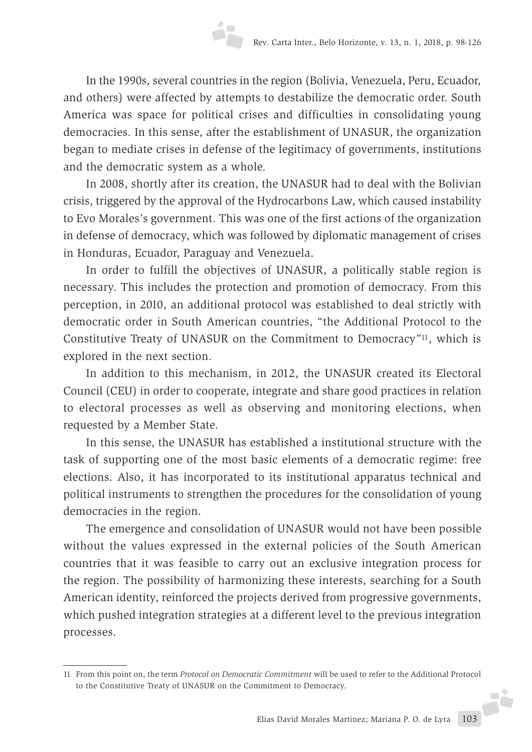In the 1990s, several countries in the region (Bolivia, Venezuela, Peru, Ecuador, and others) were affected by attempts to destabilize the democratic order. South America was space for political crises and difficulties in consolidating young democracies. In this sense, after the establishment of UNASUR, the organization began to mediate crises in defense of the legitimacy of governments, institutions and the democratic system as a whole.

In 2008, shortly after its creation, the UNASUR had to deal with the Bolivian crisis, triggered by the approval of the Hydrocarbons Law, which caused instability to Evo Morales's government. This was one of the first actions of the organization in defense of democracy, which was followed by diplomatic management of crises in Honduras, Ecuador, Paraguay and Venezuela.

In order to fulfill the objectives of UNASUR, a politically stable region is necessary. This includes the protection and promotion of democracy. From this perception, in 2010, an additional protocol was established to deal strictly with democratic order in South American countries, "the Additional Protocol to the Constitutive Treaty of UNASUR on the Commitment to Democracy"[11], which is explored in the next section.

In addition to this mechanism, in 2012, the UNASUR created its Electoral Council (CEU) in order to cooperate, integrate and share good practices in relation to electoral processes as well as observing and monitoring elections, when requested by a Member State.

In this sense, the UNASUR has established a institutional structure with the task of supporting one of the most basic elements of a democratic regime: free elections. Also, it has incorporated to its institutional apparatus technical and political instruments to strengthen the procedures for the consolidation of young democracies in the region.

The emergence and consolidation of UNASUR would not have been possible without the values expressed in the external policies of the South American countries that it was feasible to carry out an exclusive integration process for the region. The possibility of harmonizing these interests, searching for a South American identity, reinforced the projects derived from progressive governments, which pushed integration strategies at a different level to the previous integration processes.

---

11 From this point on, the term *Protocol on Democratic Commitment* will be used to refer to the Additional Protocol to the Constitutive Treaty of UNASUR on the Commitment to Democracy.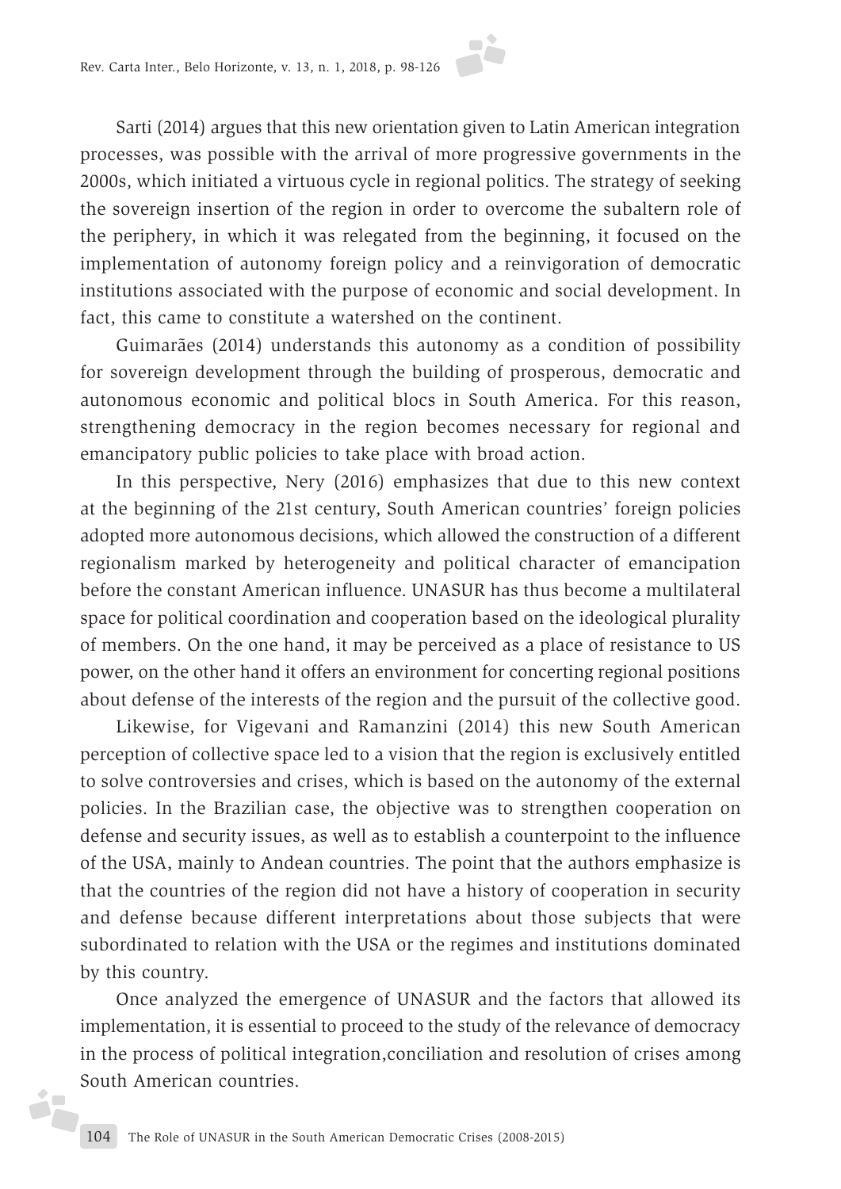Sarti (2014) argues that this new orientation given to Latin American integration processes, was possible with the arrival of more progressive governments in the 2000s, which initiated a virtuous cycle in regional politics. The strategy of seeking the sovereign insertion of the region in order to overcome the subaltern role of the periphery, in which it was relegated from the beginning, it focused on the implementation of autonomy foreign policy and a reinvigoration of democratic institutions associated with the purpose of economic and social development. In fact, this came to constitute a watershed on the continent.

Guimarães (2014) understands this autonomy as a condition of possibility for sovereign development through the building of prosperous, democratic and autonomous economic and political blocs in South America. For this reason, strengthening democracy in the region becomes necessary for regional and emancipatory public policies to take place with broad action.

In this perspective, Nery (2016) emphasizes that due to this new context at the beginning of the 21st century, South American countries' foreign policies adopted more autonomous decisions, which allowed the construction of a different regionalism marked by heterogeneity and political character of emancipation before the constant American influence. UNASUR has thus become a multilateral space for political coordination and cooperation based on the ideological plurality of members. On the one hand, it may be perceived as a place of resistance to US power, on the other hand it offers an environment for concerting regional positions about defense of the interests of the region and the pursuit of the collective good.

Likewise, for Vigevani and Ramanzini (2014) this new South American perception of collective space led to a vision that the region is exclusively entitled to solve controversies and crises, which is based on the autonomy of the external policies. In the Brazilian case, the objective was to strengthen cooperation on defense and security issues, as well as to establish a counterpoint to the influence of the USA, mainly to Andean countries. The point that the authors emphasize is that the countries of the region did not have a history of cooperation in security and defense because different interpretations about those subjects that were subordinated to relation with the USA or the regimes and institutions dominated by this country.

Once analyzed the emergence of UNASUR and the factors that allowed its implementation, it is essential to proceed to the study of the relevance of democracy in the process of political integration,conciliation and resolution of crises among South American countries.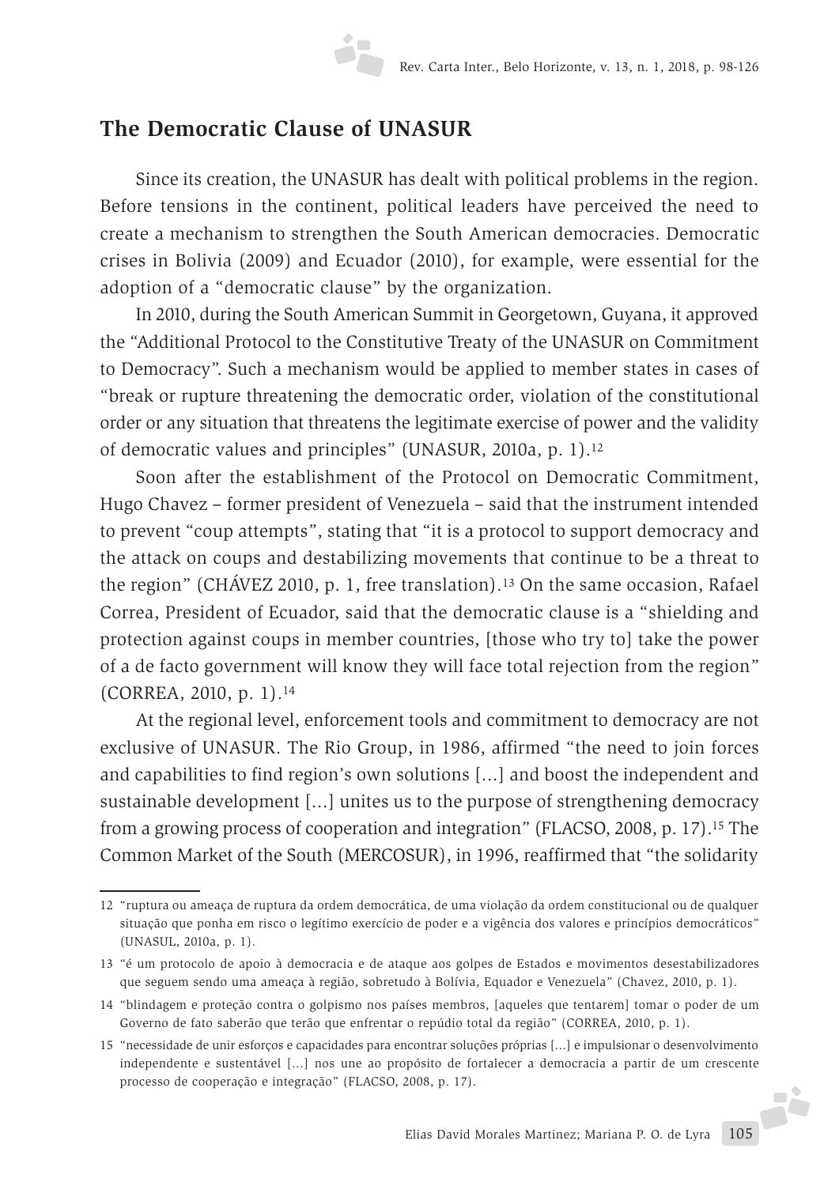## The Democratic Clause of UNASUR

Since its creation, the UNASUR has dealt with political problems in the region. Before tensions in the continent, political leaders have perceived the need to create a mechanism to strengthen the South American democracies. Democratic crises in Bolivia (2009) and Ecuador (2010), for example, were essential for the adoption of a "democratic clause" by the organization.

In 2010, during the South American Summit in Georgetown, Guyana, it approved the "Additional Protocol to the Constitutive Treaty of the UNASUR on Commitment to Democracy". Such a mechanism would be applied to member states in cases of "break or rupture threatening the democratic order, violation of the constitutional order or any situation that threatens the legitimate exercise of power and the validity of democratic values and principles" (UNASUR, 2010a, p. 1).[12]

Soon after the establishment of the Protocol on Democratic Commitment, Hugo Chavez – former president of Venezuela – said that the instrument intended to prevent "coup attempts", stating that "it is a protocol to support democracy and the attack on coups and destabilizing movements that continue to be a threat to the region" (CHÁVEZ 2010, p. 1, free translation).[13] On the same occasion, Rafael Correa, President of Ecuador, said that the democratic clause is a "shielding and protection against coups in member countries, [those who try to] take the power of a de facto government will know they will face total rejection from the region" (CORREA, 2010, p. 1).[14]

At the regional level, enforcement tools and commitment to democracy are not exclusive of UNASUR. The Rio Group, in 1986, affirmed "the need to join forces and capabilities to find region's own solutions [...] and boost the independent and sustainable development [...] unites us to the purpose of strengthening democracy from a growing process of cooperation and integration" (FLACSO, 2008, p. 17).[15] The Common Market of the South (MERCOSUR), in 1996, reaffirmed that "the solidarity

---

12 "ruptura ou ameaça de ruptura da ordem democrática, de uma violação da ordem constitucional ou de qualquer situação que ponha em risco o legítimo exercício de poder e a vigência dos valores e princípios democráticos" (UNASUL, 2010a, p. 1).

13 "é um protocolo de apoio à democracia e de ataque aos golpes de Estados e movimentos desestabilizadores que seguem sendo uma ameaça à região, sobretudo à Bolívia, Equador e Venezuela" (Chavez, 2010, p. 1).

14 "blindagem e proteção contra o golpismo nos países membros, [aqueles que tentarem] tomar o poder de um Governo de fato saberão que terão que enfrentar o repúdio total da região" (CORREA, 2010, p. 1).

15 "necessidade de unir esforços e capacidades para encontrar soluções próprias [...] e impulsionar o desenvolvimento independente e sustentável [...] nos une ao propósito de fortalecer a democracia a partir de um crescente processo de cooperação e integração" (FLACSO, 2008, p. 17).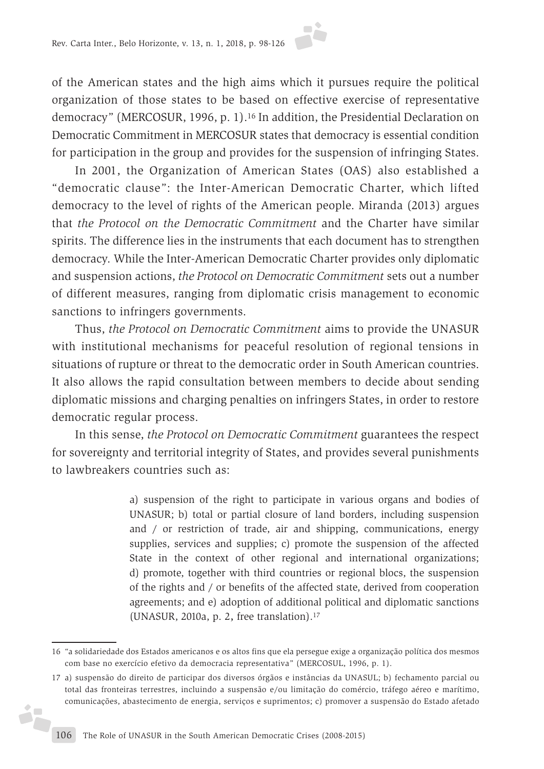of the American states and the high aims which it pursues require the political organization of those states to be based on effective exercise of representative democracy" (MERCOSUR, 1996, p. 1).[16] In addition, the Presidential Declaration on Democratic Commitment in MERCOSUR states that democracy is essential condition for participation in the group and provides for the suspension of infringing States.

In 2001, the Organization of American States (OAS) also established a "democratic clause": the Inter-American Democratic Charter, which lifted democracy to the level of rights of the American people. Miranda (2013) argues that *the Protocol on the Democratic Commitment* and the Charter have similar spirits. The difference lies in the instruments that each document has to strengthen democracy. While the Inter-American Democratic Charter provides only diplomatic and suspension actions, *the Protocol on Democratic Commitment* sets out a number of different measures, ranging from diplomatic crisis management to economic sanctions to infringers governments.

Thus, *the Protocol on Democratic Commitment* aims to provide the UNASUR with institutional mechanisms for peaceful resolution of regional tensions in situations of rupture or threat to the democratic order in South American countries. It also allows the rapid consultation between members to decide about sending diplomatic missions and charging penalties on infringers States, in order to restore democratic regular process.

In this sense, *the Protocol on Democratic Commitment* guarantees the respect for sovereignty and territorial integrity of States, and provides several punishments to lawbreakers countries such as:

> a) suspension of the right to participate in various organs and bodies of UNASUR; b) total or partial closure of land borders, including suspension and / or restriction of trade, air and shipping, communications, energy supplies, services and supplies; c) promote the suspension of the affected State in the context of other regional and international organizations; d) promote, together with third countries or regional blocs, the suspension of the rights and / or benefits of the affected state, derived from cooperation agreements; and e) adoption of additional political and diplomatic sanctions (UNASUR, 2010a, p. 2, free translation).[17]

---

16 "a solidariedade dos Estados americanos e os altos fins que ela persegue exige a organização política dos mesmos com base no exercício efetivo da democracia representativa" (MERCOSUL, 1996, p. 1).

17 a) suspensão do direito de participar dos diversos órgãos e instâncias da UNASUL; b) fechamento parcial ou total das fronteiras terrestres, incluindo a suspensão e/ou limitação do comércio, tráfego aéreo e marítimo, comunicações, abastecimento de energia, serviços e suprimentos; c) promover a suspensão do Estado afetado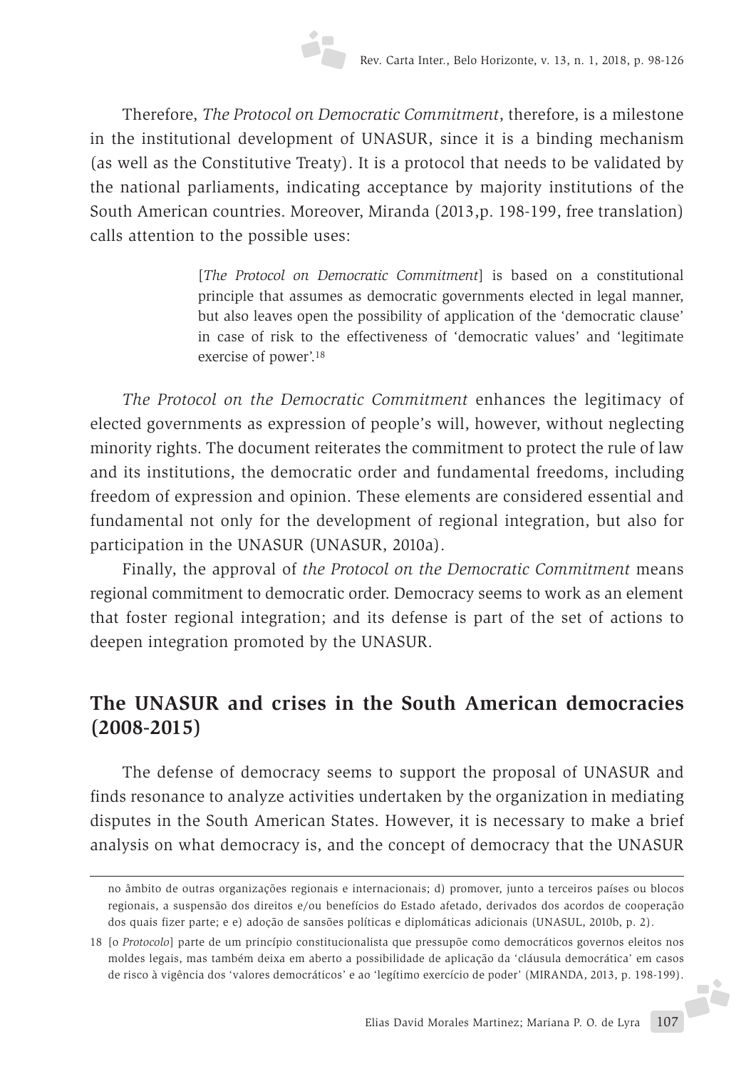Therefore, *The Protocol on Democratic Commitment*, therefore, is a milestone in the institutional development of UNASUR, since it is a binding mechanism (as well as the Constitutive Treaty). It is a protocol that needs to be validated by the national parliaments, indicating acceptance by majority institutions of the South American countries. Moreover, Miranda (2013,p. 198-199, free translation) calls attention to the possible uses:

> [*The Protocol on Democratic Commitment*] is based on a constitutional principle that assumes as democratic governments elected in legal manner, but also leaves open the possibility of application of the 'democratic clause' in case of risk to the effectiveness of 'democratic values' and 'legitimate exercise of power'.[18]

*The Protocol on the Democratic Commitment* enhances the legitimacy of elected governments as expression of people's will, however, without neglecting minority rights. The document reiterates the commitment to protect the rule of law and its institutions, the democratic order and fundamental freedoms, including freedom of expression and opinion. These elements are considered essential and fundamental not only for the development of regional integration, but also for participation in the UNASUR (UNASUR, 2010a).

Finally, the approval of *the Protocol on the Democratic Commitment* means regional commitment to democratic order. Democracy seems to work as an element that foster regional integration; and its defense is part of the set of actions to deepen integration promoted by the UNASUR.

## The UNASUR and crises in the South American democracies (2008-2015)

The defense of democracy seems to support the proposal of UNASUR and finds resonance to analyze activities undertaken by the organization in mediating disputes in the South American States. However, it is necessary to make a brief analysis on what democracy is, and the concept of democracy that the UNASUR

---

no âmbito de outras organizações regionais e internacionais; d) promover, junto a terceiros países ou blocos regionais, a suspensão dos direitos e/ou benefícios do Estado afetado, derivados dos acordos de cooperação dos quais fizer parte; e e) adoção de sansões políticas e diplomáticas adicionais (UNASUL, 2010b, p. 2).

18 [o *Protocolo*] parte de um princípio constitucionalista que pressupõe como democráticos governos eleitos nos moldes legais, mas também deixa em aberto a possibilidade de aplicação da 'cláusula democrática' em casos de risco à vigência dos 'valores democráticos' e ao 'legítimo exercício de poder' (MIRANDA, 2013, p. 198-199).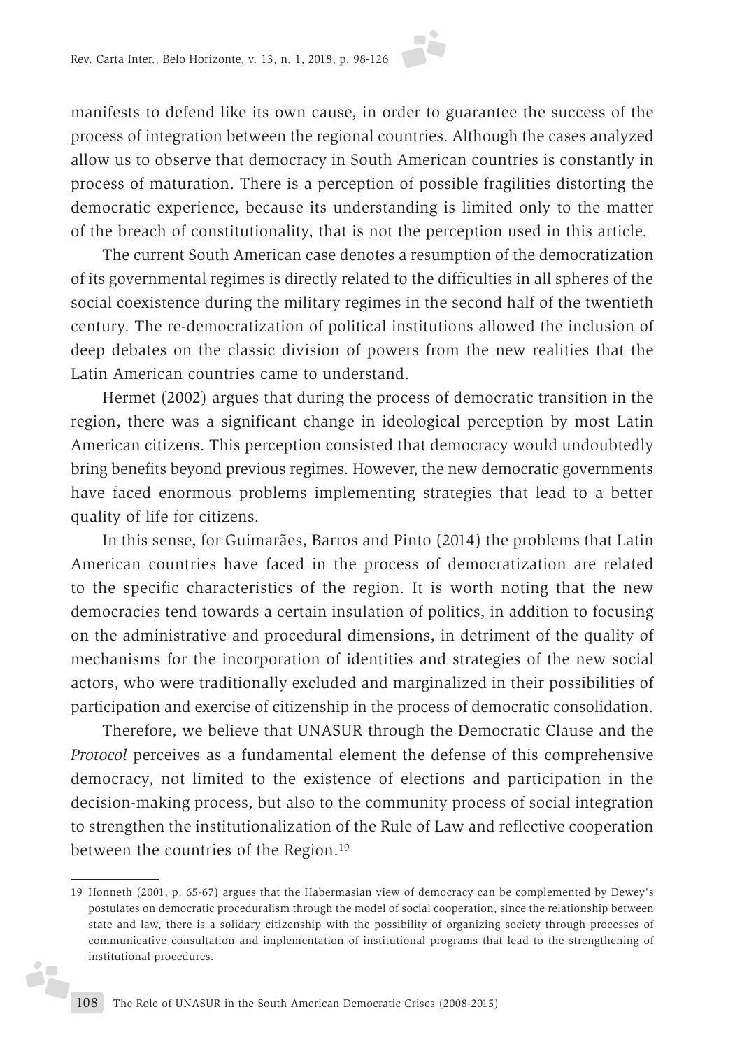manifests to defend like its own cause, in order to guarantee the success of the process of integration between the regional countries. Although the cases analyzed allow us to observe that democracy in South American countries is constantly in process of maturation. There is a perception of possible fragilities distorting the democratic experience, because its understanding is limited only to the matter of the breach of constitutionality, that is not the perception used in this article.

The current South American case denotes a resumption of the democratization of its governmental regimes is directly related to the difficulties in all spheres of the social coexistence during the military regimes in the second half of the twentieth century. The re-democratization of political institutions allowed the inclusion of deep debates on the classic division of powers from the new realities that the Latin American countries came to understand.

Hermet (2002) argues that during the process of democratic transition in the region, there was a significant change in ideological perception by most Latin American citizens. This perception consisted that democracy would undoubtedly bring benefits beyond previous regimes. However, the new democratic governments have faced enormous problems implementing strategies that lead to a better quality of life for citizens.

In this sense, for Guimarães, Barros and Pinto (2014) the problems that Latin American countries have faced in the process of democratization are related to the specific characteristics of the region. It is worth noting that the new democracies tend towards a certain insulation of politics, in addition to focusing on the administrative and procedural dimensions, in detriment of the quality of mechanisms for the incorporation of identities and strategies of the new social actors, who were traditionally excluded and marginalized in their possibilities of participation and exercise of citizenship in the process of democratic consolidation.

Therefore, we believe that UNASUR through the Democratic Clause and the *Protocol* perceives as a fundamental element the defense of this comprehensive democracy, not limited to the existence of elections and participation in the decision-making process, but also to the community process of social integration to strengthen the institutionalization of the Rule of Law and reflective cooperation between the countries of the Region.[19]

---

19 Honneth (2001, p. 65-67) argues that the Habermasian view of democracy can be complemented by Dewey's postulates on democratic proceduralism through the model of social cooperation, since the relationship between state and law, there is a solidary citizenship with the possibility of organizing society through processes of communicative consultation and implementation of institutional programs that lead to the strengthening of institutional procedures.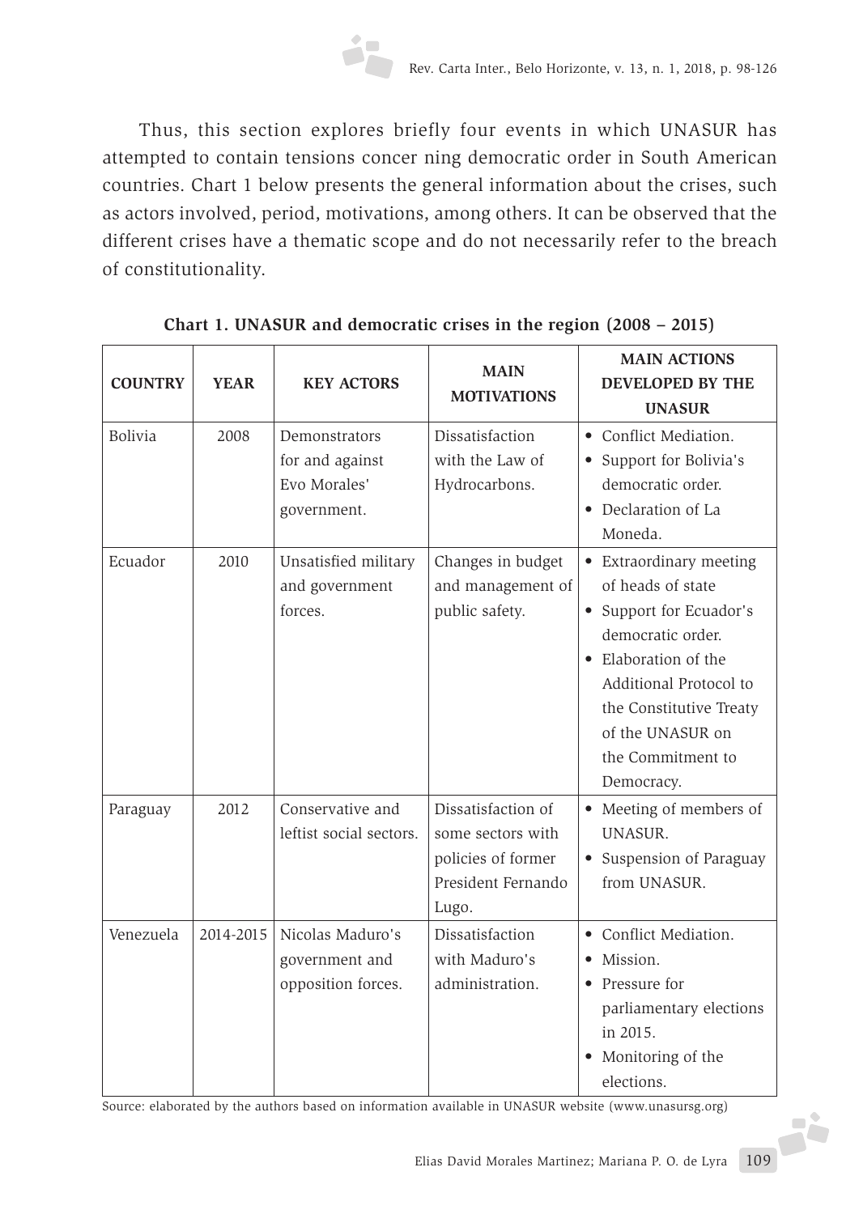Thus, this section explores briefly four events in which UNASUR has attempted to contain tensions concer ning democratic order in South American countries. Chart 1 below presents the general information about the crises, such as actors involved, period, motivations, among others. It can be observed that the different crises have a thematic scope and do not necessarily refer to the breach of constitutionality.

**Chart 1. UNASUR and democratic crises in the region (2008 – 2015)**

| COUNTRY | YEAR | KEY ACTORS | MAIN MOTIVATIONS | MAIN ACTIONS DEVELOPED BY THE UNASUR |
|---|---|---|---|---|
| Bolivia | 2008 | Demonstrators for and against Evo Morales' government. | Dissatisfaction with the Law of Hydrocarbons. | • Conflict Mediation.<br>• Support for Bolivia's democratic order.<br>• Declaration of La Moneda. |
| Ecuador | 2010 | Unsatisfied military and government forces. | Changes in budget and management of public safety. | • Extraordinary meeting of heads of state<br>• Support for Ecuador's democratic order.<br>• Elaboration of the Additional Protocol to the Constitutive Treaty of the UNASUR on the Commitment to Democracy. |
| Paraguay | 2012 | Conservative and leftist social sectors. | Dissatisfaction of some sectors with policies of former President Fernando Lugo. | • Meeting of members of UNASUR.<br>• Suspension of Paraguay from UNASUR. |
| Venezuela | 2014-2015 | Nicolas Maduro's government and opposition forces. | Dissatisfaction with Maduro's administration. | • Conflict Mediation.<br>• Mission.<br>• Pressure for parliamentary elections in 2015.<br>• Monitoring of the elections. |

Source: elaborated by the authors based on information available in UNASUR website (www.unasursg.org)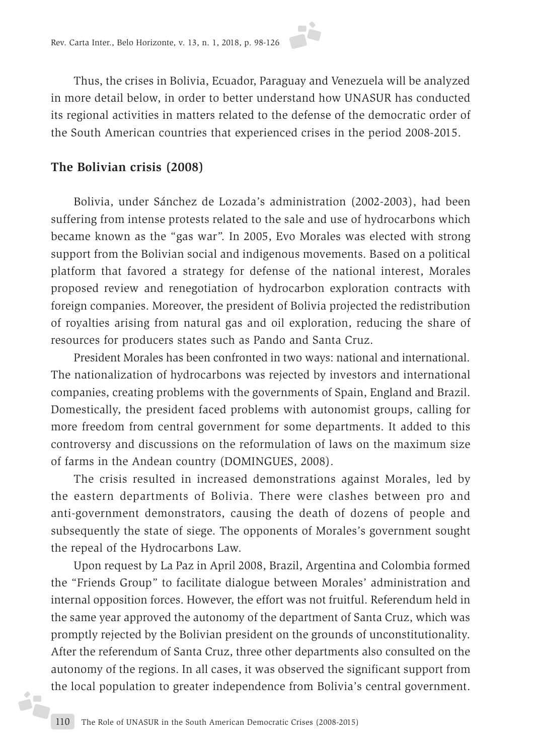Thus, the crises in Bolivia, Ecuador, Paraguay and Venezuela will be analyzed in more detail below, in order to better understand how UNASUR has conducted its regional activities in matters related to the defense of the democratic order of the South American countries that experienced crises in the period 2008-2015.

## The Bolivian crisis (2008)

Bolivia, under Sánchez de Lozada's administration (2002-2003), had been suffering from intense protests related to the sale and use of hydrocarbons which became known as the "gas war". In 2005, Evo Morales was elected with strong support from the Bolivian social and indigenous movements. Based on a political platform that favored a strategy for defense of the national interest, Morales proposed review and renegotiation of hydrocarbon exploration contracts with foreign companies. Moreover, the president of Bolivia projected the redistribution of royalties arising from natural gas and oil exploration, reducing the share of resources for producers states such as Pando and Santa Cruz.

President Morales has been confronted in two ways: national and international. The nationalization of hydrocarbons was rejected by investors and international companies, creating problems with the governments of Spain, England and Brazil. Domestically, the president faced problems with autonomist groups, calling for more freedom from central government for some departments. It added to this controversy and discussions on the reformulation of laws on the maximum size of farms in the Andean country (DOMINGUES, 2008).

The crisis resulted in increased demonstrations against Morales, led by the eastern departments of Bolivia. There were clashes between pro and anti-government demonstrators, causing the death of dozens of people and subsequently the state of siege. The opponents of Morales's government sought the repeal of the Hydrocarbons Law.

Upon request by La Paz in April 2008, Brazil, Argentina and Colombia formed the "Friends Group" to facilitate dialogue between Morales' administration and internal opposition forces. However, the effort was not fruitful. Referendum held in the same year approved the autonomy of the department of Santa Cruz, which was promptly rejected by the Bolivian president on the grounds of unconstitutionality. After the referendum of Santa Cruz, three other departments also consulted on the autonomy of the regions. In all cases, it was observed the significant support from the local population to greater independence from Bolivia's central government.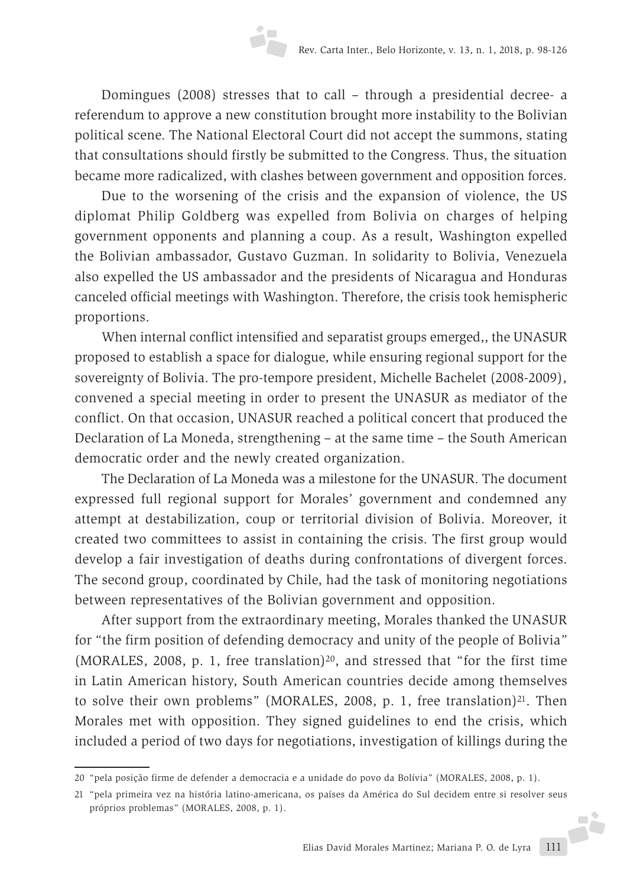Domingues (2008) stresses that to call – through a presidential decree- a referendum to approve a new constitution brought more instability to the Bolivian political scene. The National Electoral Court did not accept the summons, stating that consultations should firstly be submitted to the Congress. Thus, the situation became more radicalized, with clashes between government and opposition forces.

Due to the worsening of the crisis and the expansion of violence, the US diplomat Philip Goldberg was expelled from Bolivia on charges of helping government opponents and planning a coup. As a result, Washington expelled the Bolivian ambassador, Gustavo Guzman. In solidarity to Bolivia, Venezuela also expelled the US ambassador and the presidents of Nicaragua and Honduras canceled official meetings with Washington. Therefore, the crisis took hemispheric proportions.

When internal conflict intensified and separatist groups emerged,, the UNASUR proposed to establish a space for dialogue, while ensuring regional support for the sovereignty of Bolivia. The pro-tempore president, Michelle Bachelet (2008-2009), convened a special meeting in order to present the UNASUR as mediator of the conflict. On that occasion, UNASUR reached a political concert that produced the Declaration of La Moneda, strengthening – at the same time – the South American democratic order and the newly created organization.

The Declaration of La Moneda was a milestone for the UNASUR. The document expressed full regional support for Morales' government and condemned any attempt at destabilization, coup or territorial division of Bolivia. Moreover, it created two committees to assist in containing the crisis. The first group would develop a fair investigation of deaths during confrontations of divergent forces. The second group, coordinated by Chile, had the task of monitoring negotiations between representatives of the Bolivian government and opposition.

After support from the extraordinary meeting, Morales thanked the UNASUR for "the firm position of defending democracy and unity of the people of Bolivia" (MORALES, 2008, p. 1, free translation)[20], and stressed that "for the first time in Latin American history, South American countries decide among themselves to solve their own problems" (MORALES, 2008, p. 1, free translation)[21]. Then Morales met with opposition. They signed guidelines to end the crisis, which included a period of two days for negotiations, investigation of killings during the

---

20 "pela posição firme de defender a democracia e a unidade do povo da Bolívia" (MORALES, 2008, p. 1).

21 "pela primeira vez na história latino-americana, os países da América do Sul decidem entre si resolver seus próprios problemas" (MORALES, 2008, p. 1).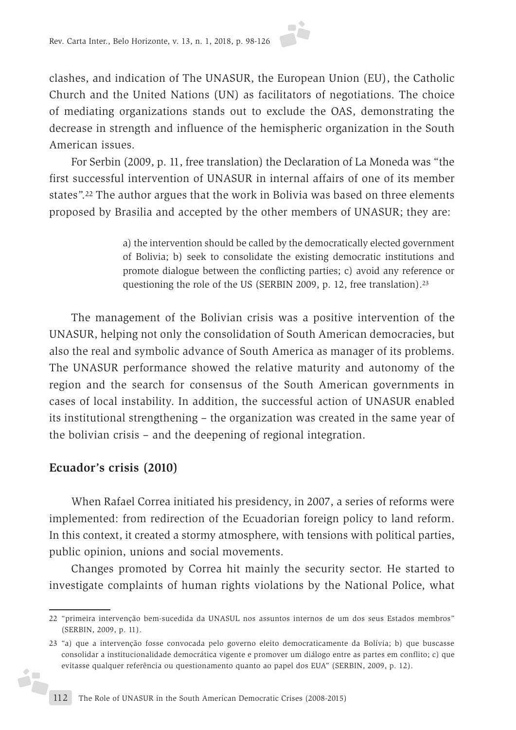clashes, and indication of The UNASUR, the European Union (EU), the Catholic Church and the United Nations (UN) as facilitators of negotiations. The choice of mediating organizations stands out to exclude the OAS, demonstrating the decrease in strength and influence of the hemispheric organization in the South American issues.

For Serbin (2009, p. 11, free translation) the Declaration of La Moneda was "the first successful intervention of UNASUR in internal affairs of one of its member states".[22] The author argues that the work in Bolivia was based on three elements proposed by Brasilia and accepted by the other members of UNASUR; they are:

> a) the intervention should be called by the democratically elected government of Bolivia; b) seek to consolidate the existing democratic institutions and promote dialogue between the conflicting parties; c) avoid any reference or questioning the role of the US (SERBIN 2009, p. 12, free translation).[23]

The management of the Bolivian crisis was a positive intervention of the UNASUR, helping not only the consolidation of South American democracies, but also the real and symbolic advance of South America as manager of its problems. The UNASUR performance showed the relative maturity and autonomy of the region and the search for consensus of the South American governments in cases of local instability. In addition, the successful action of UNASUR enabled its institutional strengthening – the organization was created in the same year of the bolivian crisis – and the deepening of regional integration.

## Ecuador's crisis (2010)

When Rafael Correa initiated his presidency, in 2007, a series of reforms were implemented: from redirection of the Ecuadorian foreign policy to land reform. In this context, it created a stormy atmosphere, with tensions with political parties, public opinion, unions and social movements.

Changes promoted by Correa hit mainly the security sector. He started to investigate complaints of human rights violations by the National Police, what

---

22 "primeira intervenção bem-sucedida da UNASUL nos assuntos internos de um dos seus Estados membros" (SERBIN, 2009, p. 11).

23 "a) que a intervenção fosse convocada pelo governo eleito democraticamente da Bolívia; b) que buscasse consolidar a institucionalidade democrática vigente e promover um diálogo entre as partes em conflito; c) que evitasse qualquer referência ou questionamento quanto ao papel dos EUA" (SERBIN, 2009, p. 12).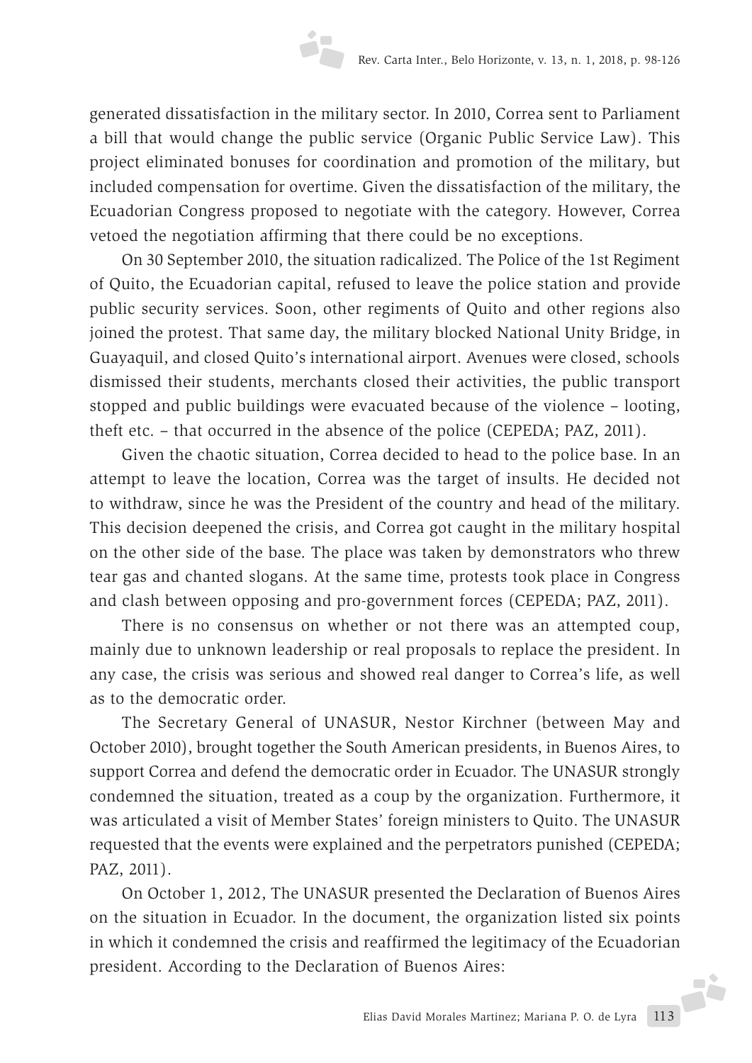generated dissatisfaction in the military sector. In 2010, Correa sent to Parliament a bill that would change the public service (Organic Public Service Law). This project eliminated bonuses for coordination and promotion of the military, but included compensation for overtime. Given the dissatisfaction of the military, the Ecuadorian Congress proposed to negotiate with the category. However, Correa vetoed the negotiation affirming that there could be no exceptions.

On 30 September 2010, the situation radicalized. The Police of the 1st Regiment of Quito, the Ecuadorian capital, refused to leave the police station and provide public security services. Soon, other regiments of Quito and other regions also joined the protest. That same day, the military blocked National Unity Bridge, in Guayaquil, and closed Quito's international airport. Avenues were closed, schools dismissed their students, merchants closed their activities, the public transport stopped and public buildings were evacuated because of the violence – looting, theft etc. – that occurred in the absence of the police (CEPEDA; PAZ, 2011).

Given the chaotic situation, Correa decided to head to the police base. In an attempt to leave the location, Correa was the target of insults. He decided not to withdraw, since he was the President of the country and head of the military. This decision deepened the crisis, and Correa got caught in the military hospital on the other side of the base. The place was taken by demonstrators who threw tear gas and chanted slogans. At the same time, protests took place in Congress and clash between opposing and pro-government forces (CEPEDA; PAZ, 2011).

There is no consensus on whether or not there was an attempted coup, mainly due to unknown leadership or real proposals to replace the president. In any case, the crisis was serious and showed real danger to Correa's life, as well as to the democratic order.

The Secretary General of UNASUR, Nestor Kirchner (between May and October 2010), brought together the South American presidents, in Buenos Aires, to support Correa and defend the democratic order in Ecuador. The UNASUR strongly condemned the situation, treated as a coup by the organization. Furthermore, it was articulated a visit of Member States' foreign ministers to Quito. The UNASUR requested that the events were explained and the perpetrators punished (CEPEDA; PAZ, 2011).

On October 1, 2012, The UNASUR presented the Declaration of Buenos Aires on the situation in Ecuador. In the document, the organization listed six points in which it condemned the crisis and reaffirmed the legitimacy of the Ecuadorian president. According to the Declaration of Buenos Aires: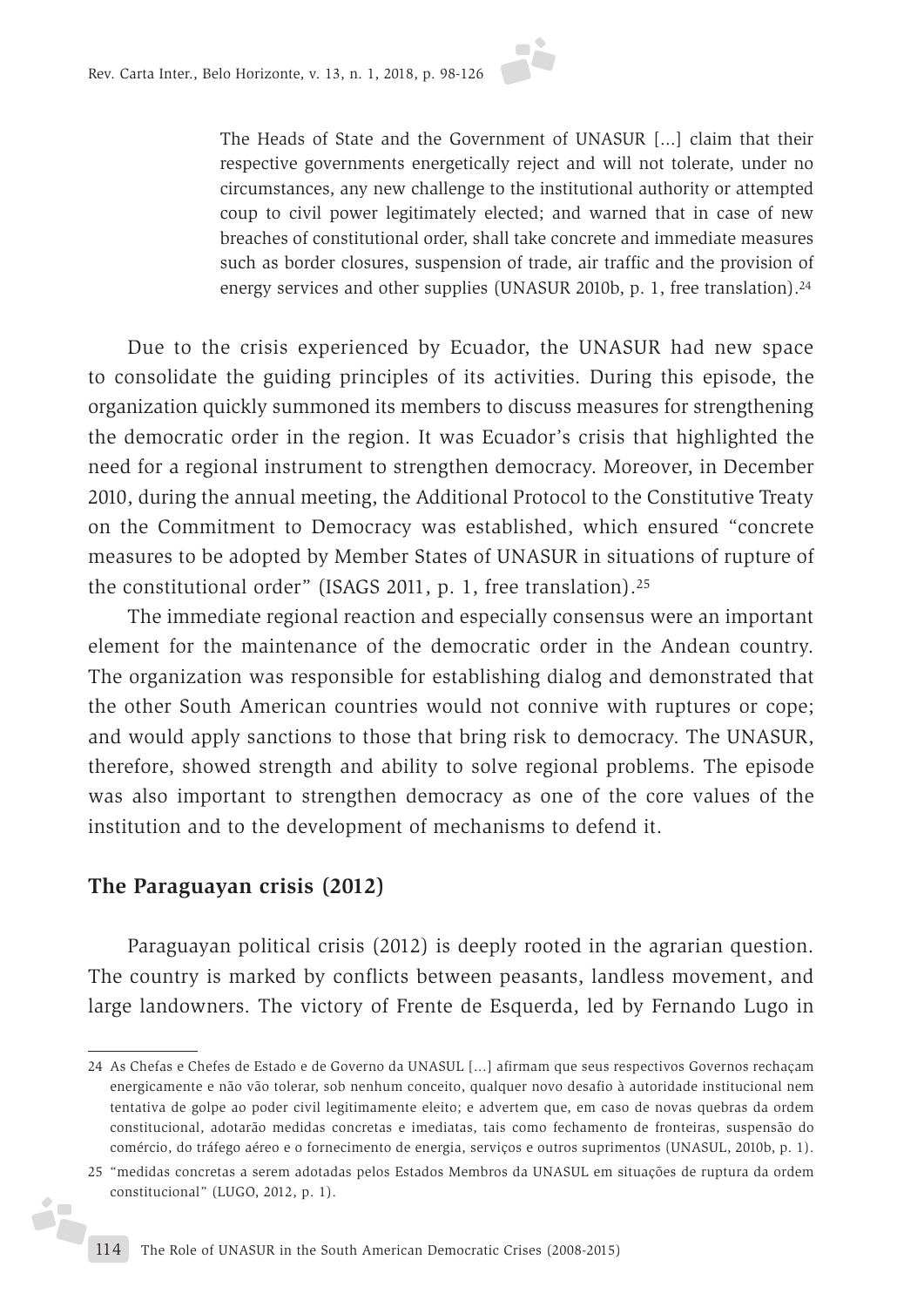> The Heads of State and the Government of UNASUR [...] claim that their respective governments energetically reject and will not tolerate, under no circumstances, any new challenge to the institutional authority or attempted coup to civil power legitimately elected; and warned that in case of new breaches of constitutional order, shall take concrete and immediate measures such as border closures, suspension of trade, air traffic and the provision of energy services and other supplies (UNASUR 2010b, p. 1, free translation).[24]

Due to the crisis experienced by Ecuador, the UNASUR had new space to consolidate the guiding principles of its activities. During this episode, the organization quickly summoned its members to discuss measures for strengthening the democratic order in the region. It was Ecuador's crisis that highlighted the need for a regional instrument to strengthen democracy. Moreover, in December 2010, during the annual meeting, the Additional Protocol to the Constitutive Treaty on the Commitment to Democracy was established, which ensured "concrete measures to be adopted by Member States of UNASUR in situations of rupture of the constitutional order" (ISAGS 2011, p. 1, free translation).[25]

The immediate regional reaction and especially consensus were an important element for the maintenance of the democratic order in the Andean country. The organization was responsible for establishing dialog and demonstrated that the other South American countries would not connive with ruptures or cope; and would apply sanctions to those that bring risk to democracy. The UNASUR, therefore, showed strength and ability to solve regional problems. The episode was also important to strengthen democracy as one of the core values of the institution and to the development of mechanisms to defend it.

## The Paraguayan crisis (2012)

Paraguayan political crisis (2012) is deeply rooted in the agrarian question. The country is marked by conflicts between peasants, landless movement, and large landowners. The victory of Frente de Esquerda, led by Fernando Lugo in

---

24 As Chefas e Chefes de Estado e de Governo da UNASUL [...] afirmam que seus respectivos Governos rechaçam energicamente e não vão tolerar, sob nenhum conceito, qualquer novo desafio à autoridade institucional nem tentativa de golpe ao poder civil legitimamente eleito; e advertem que, em caso de novas quebras da ordem constitucional, adotarão medidas concretas e imediatas, tais como fechamento de fronteiras, suspensão do comércio, do tráfego aéreo e o fornecimento de energia, serviços e outros suprimentos (UNASUL, 2010b, p. 1).

25 "medidas concretas a serem adotadas pelos Estados Membros da UNASUL em situações de ruptura da ordem constitucional" (LUGO, 2012, p. 1).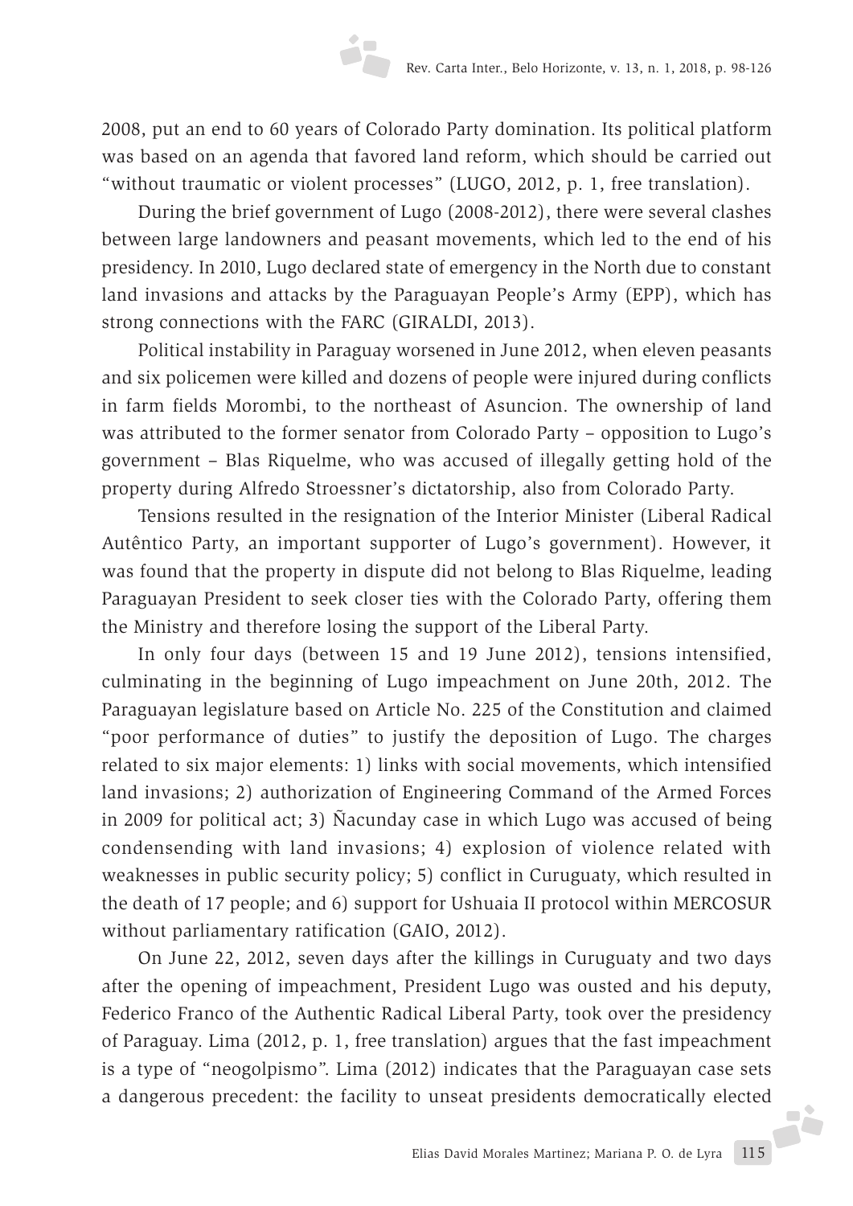2008, put an end to 60 years of Colorado Party domination. Its political platform was based on an agenda that favored land reform, which should be carried out "without traumatic or violent processes" (LUGO, 2012, p. 1, free translation).

During the brief government of Lugo (2008-2012), there were several clashes between large landowners and peasant movements, which led to the end of his presidency. In 2010, Lugo declared state of emergency in the North due to constant land invasions and attacks by the Paraguayan People's Army (EPP), which has strong connections with the FARC (GIRALDI, 2013).

Political instability in Paraguay worsened in June 2012, when eleven peasants and six policemen were killed and dozens of people were injured during conflicts in farm fields Morombi, to the northeast of Asuncion. The ownership of land was attributed to the former senator from Colorado Party – opposition to Lugo's government – Blas Riquelme, who was accused of illegally getting hold of the property during Alfredo Stroessner's dictatorship, also from Colorado Party.

Tensions resulted in the resignation of the Interior Minister (Liberal Radical Autêntico Party, an important supporter of Lugo's government). However, it was found that the property in dispute did not belong to Blas Riquelme, leading Paraguayan President to seek closer ties with the Colorado Party, offering them the Ministry and therefore losing the support of the Liberal Party.

In only four days (between 15 and 19 June 2012), tensions intensified, culminating in the beginning of Lugo impeachment on June 20th, 2012. The Paraguayan legislature based on Article No. 225 of the Constitution and claimed "poor performance of duties" to justify the deposition of Lugo. The charges related to six major elements: 1) links with social movements, which intensified land invasions; 2) authorization of Engineering Command of the Armed Forces in 2009 for political act; 3) Ñacunday case in which Lugo was accused of being condensending with land invasions; 4) explosion of violence related with weaknesses in public security policy; 5) conflict in Curuguaty, which resulted in the death of 17 people; and 6) support for Ushuaia II protocol within MERCOSUR without parliamentary ratification (GAIO, 2012).

On June 22, 2012, seven days after the killings in Curuguaty and two days after the opening of impeachment, President Lugo was ousted and his deputy, Federico Franco of the Authentic Radical Liberal Party, took over the presidency of Paraguay. Lima (2012, p. 1, free translation) argues that the fast impeachment is a type of "neogolpismo". Lima (2012) indicates that the Paraguayan case sets a dangerous precedent: the facility to unseat presidents democratically elected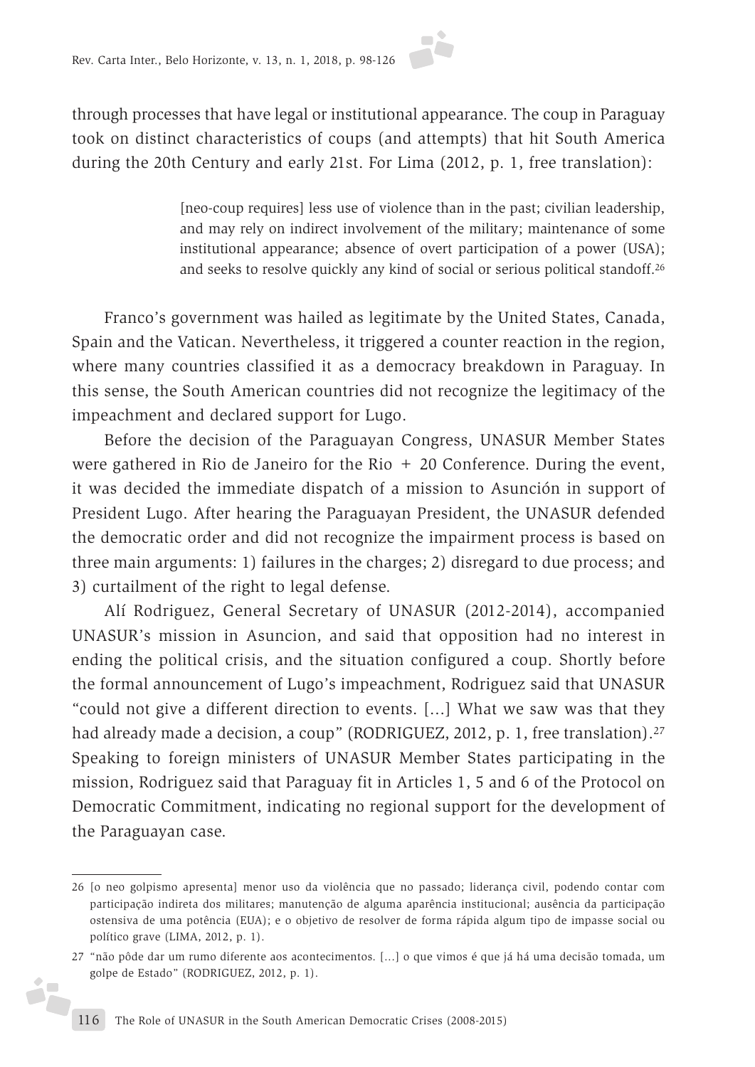through processes that have legal or institutional appearance. The coup in Paraguay took on distinct characteristics of coups (and attempts) that hit South America during the 20th Century and early 21st. For Lima (2012, p. 1, free translation):

> [neo-coup requires] less use of violence than in the past; civilian leadership, and may rely on indirect involvement of the military; maintenance of some institutional appearance; absence of overt participation of a power (USA); and seeks to resolve quickly any kind of social or serious political standoff.[26]

Franco's government was hailed as legitimate by the United States, Canada, Spain and the Vatican. Nevertheless, it triggered a counter reaction in the region, where many countries classified it as a democracy breakdown in Paraguay. In this sense, the South American countries did not recognize the legitimacy of the impeachment and declared support for Lugo.

Before the decision of the Paraguayan Congress, UNASUR Member States were gathered in Rio de Janeiro for the Rio + 20 Conference. During the event, it was decided the immediate dispatch of a mission to Asunción in support of President Lugo. After hearing the Paraguayan President, the UNASUR defended the democratic order and did not recognize the impairment process is based on three main arguments: 1) failures in the charges; 2) disregard to due process; and 3) curtailment of the right to legal defense.

Alí Rodriguez, General Secretary of UNASUR (2012-2014), accompanied UNASUR's mission in Asuncion, and said that opposition had no interest in ending the political crisis, and the situation configured a coup. Shortly before the formal announcement of Lugo's impeachment, Rodriguez said that UNASUR "could not give a different direction to events. [...] What we saw was that they had already made a decision, a coup" (RODRIGUEZ, 2012, p. 1, free translation).[27] Speaking to foreign ministers of UNASUR Member States participating in the mission, Rodriguez said that Paraguay fit in Articles 1, 5 and 6 of the Protocol on Democratic Commitment, indicating no regional support for the development of the Paraguayan case.

---

26 [o neo golpismo apresenta] menor uso da violência que no passado; liderança civil, podendo contar com participação indireta dos militares; manutenção de alguma aparência institucional; ausência da participação ostensiva de uma potência (EUA); e o objetivo de resolver de forma rápida algum tipo de impasse social ou político grave (LIMA, 2012, p. 1).

27 "não pôde dar um rumo diferente aos acontecimentos. [...] o que vimos é que já há uma decisão tomada, um golpe de Estado" (RODRIGUEZ, 2012, p. 1).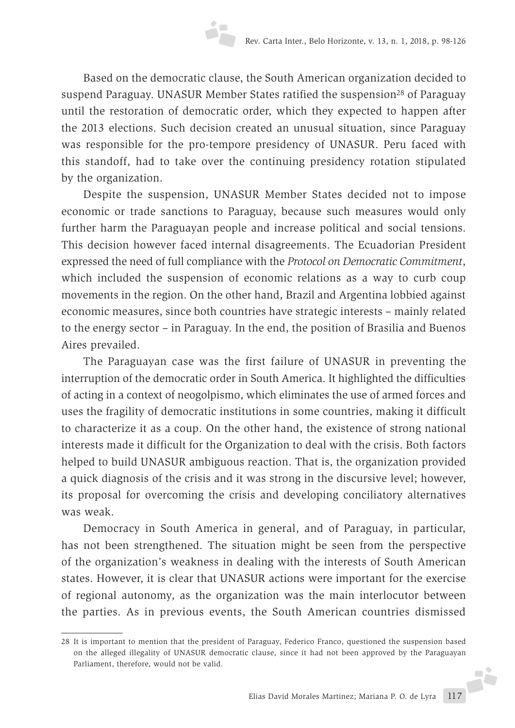Based on the democratic clause, the South American organization decided to suspend Paraguay. UNASUR Member States ratified the suspension[28] of Paraguay until the restoration of democratic order, which they expected to happen after the 2013 elections. Such decision created an unusual situation, since Paraguay was responsible for the pro-tempore presidency of UNASUR. Peru faced with this standoff, had to take over the continuing presidency rotation stipulated by the organization.

Despite the suspension, UNASUR Member States decided not to impose economic or trade sanctions to Paraguay, because such measures would only further harm the Paraguayan people and increase political and social tensions. This decision however faced internal disagreements. The Ecuadorian President expressed the need of full compliance with the *Protocol on Democratic Commitment*, which included the suspension of economic relations as a way to curb coup movements in the region. On the other hand, Brazil and Argentina lobbied against economic measures, since both countries have strategic interests – mainly related to the energy sector – in Paraguay. In the end, the position of Brasilia and Buenos Aires prevailed.

The Paraguayan case was the first failure of UNASUR in preventing the interruption of the democratic order in South America. It highlighted the difficulties of acting in a context of neogolpismo, which eliminates the use of armed forces and uses the fragility of democratic institutions in some countries, making it difficult to characterize it as a coup. On the other hand, the existence of strong national interests made it difficult for the Organization to deal with the crisis. Both factors helped to build UNASUR ambiguous reaction. That is, the organization provided a quick diagnosis of the crisis and it was strong in the discursive level; however, its proposal for overcoming the crisis and developing conciliatory alternatives was weak.

Democracy in South America in general, and of Paraguay, in particular, has not been strengthened. The situation might be seen from the perspective of the organization's weakness in dealing with the interests of South American states. However, it is clear that UNASUR actions were important for the exercise of regional autonomy, as the organization was the main interlocutor between the parties. As in previous events, the South American countries dismissed

---

28 It is important to mention that the president of Paraguay, Federico Franco, questioned the suspension based on the alleged illegality of UNASUR democratic clause, since it had not been approved by the Paraguayan Parliament, therefore, would not be valid.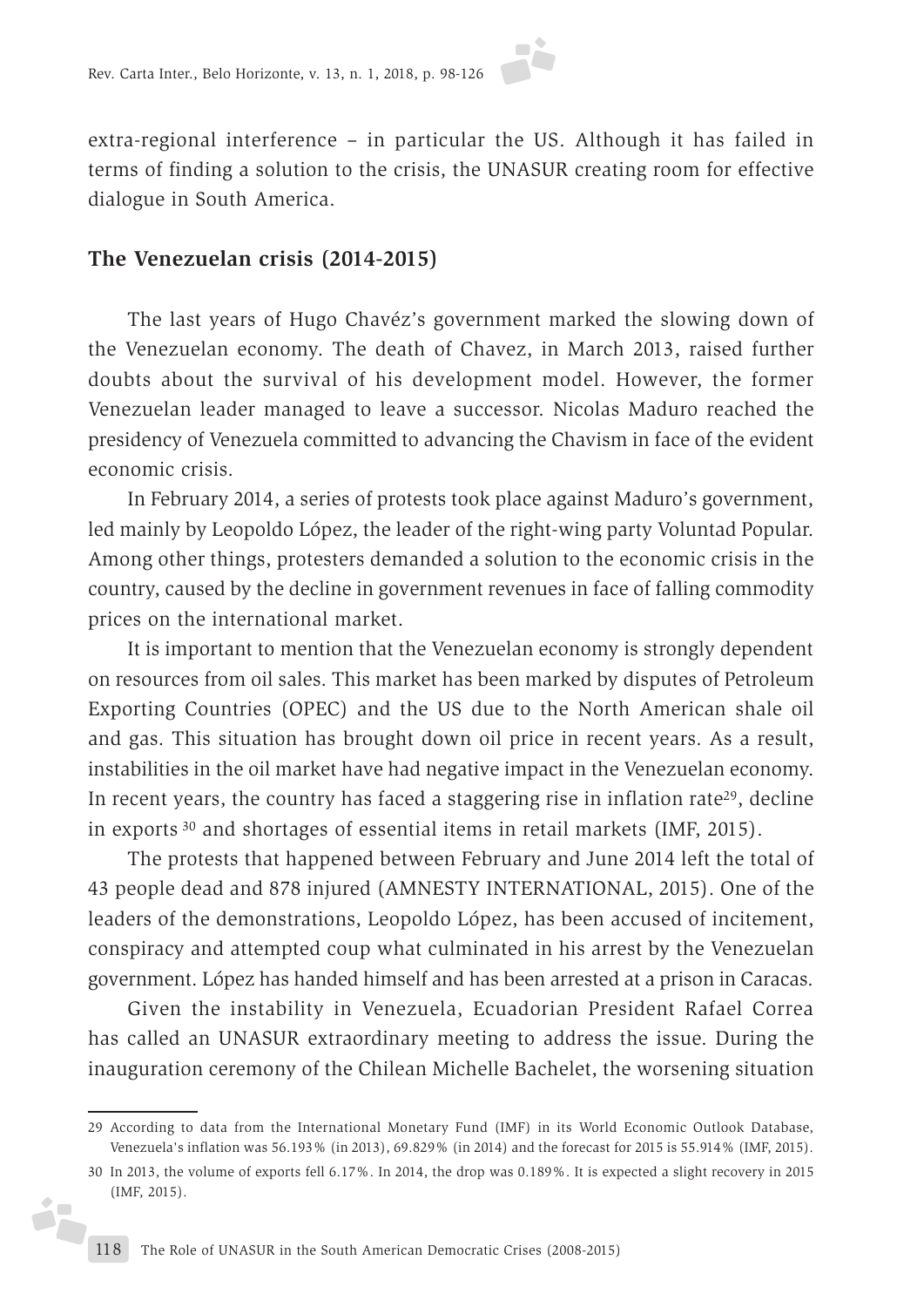extra-regional interference – in particular the US. Although it has failed in terms of finding a solution to the crisis, the UNASUR creating room for effective dialogue in South America.

## The Venezuelan crisis (2014-2015)

The last years of Hugo Chavéz's government marked the slowing down of the Venezuelan economy. The death of Chavez, in March 2013, raised further doubts about the survival of his development model. However, the former Venezuelan leader managed to leave a successor. Nicolas Maduro reached the presidency of Venezuela committed to advancing the Chavism in face of the evident economic crisis.

In February 2014, a series of protests took place against Maduro's government, led mainly by Leopoldo López, the leader of the right-wing party Voluntad Popular. Among other things, protesters demanded a solution to the economic crisis in the country, caused by the decline in government revenues in face of falling commodity prices on the international market.

It is important to mention that the Venezuelan economy is strongly dependent on resources from oil sales. This market has been marked by disputes of Petroleum Exporting Countries (OPEC) and the US due to the North American shale oil and gas. This situation has brought down oil price in recent years. As a result, instabilities in the oil market have had negative impact in the Venezuelan economy. In recent years, the country has faced a staggering rise in inflation rate[29], decline in exports [30] and shortages of essential items in retail markets (IMF, 2015).

The protests that happened between February and June 2014 left the total of 43 people dead and 878 injured (AMNESTY INTERNATIONAL, 2015). One of the leaders of the demonstrations, Leopoldo López, has been accused of incitement, conspiracy and attempted coup what culminated in his arrest by the Venezuelan government. López has handed himself and has been arrested at a prison in Caracas.

Given the instability in Venezuela, Ecuadorian President Rafael Correa has called an UNASUR extraordinary meeting to address the issue. During the inauguration ceremony of the Chilean Michelle Bachelet, the worsening situation

---

29 According to data from the International Monetary Fund (IMF) in its World Economic Outlook Database, Venezuela's inflation was 56.193% (in 2013), 69.829% (in 2014) and the forecast for 2015 is 55.914% (IMF, 2015).

30 In 2013, the volume of exports fell 6.17%. In 2014, the drop was 0.189%. It is expected a slight recovery in 2015 (IMF, 2015).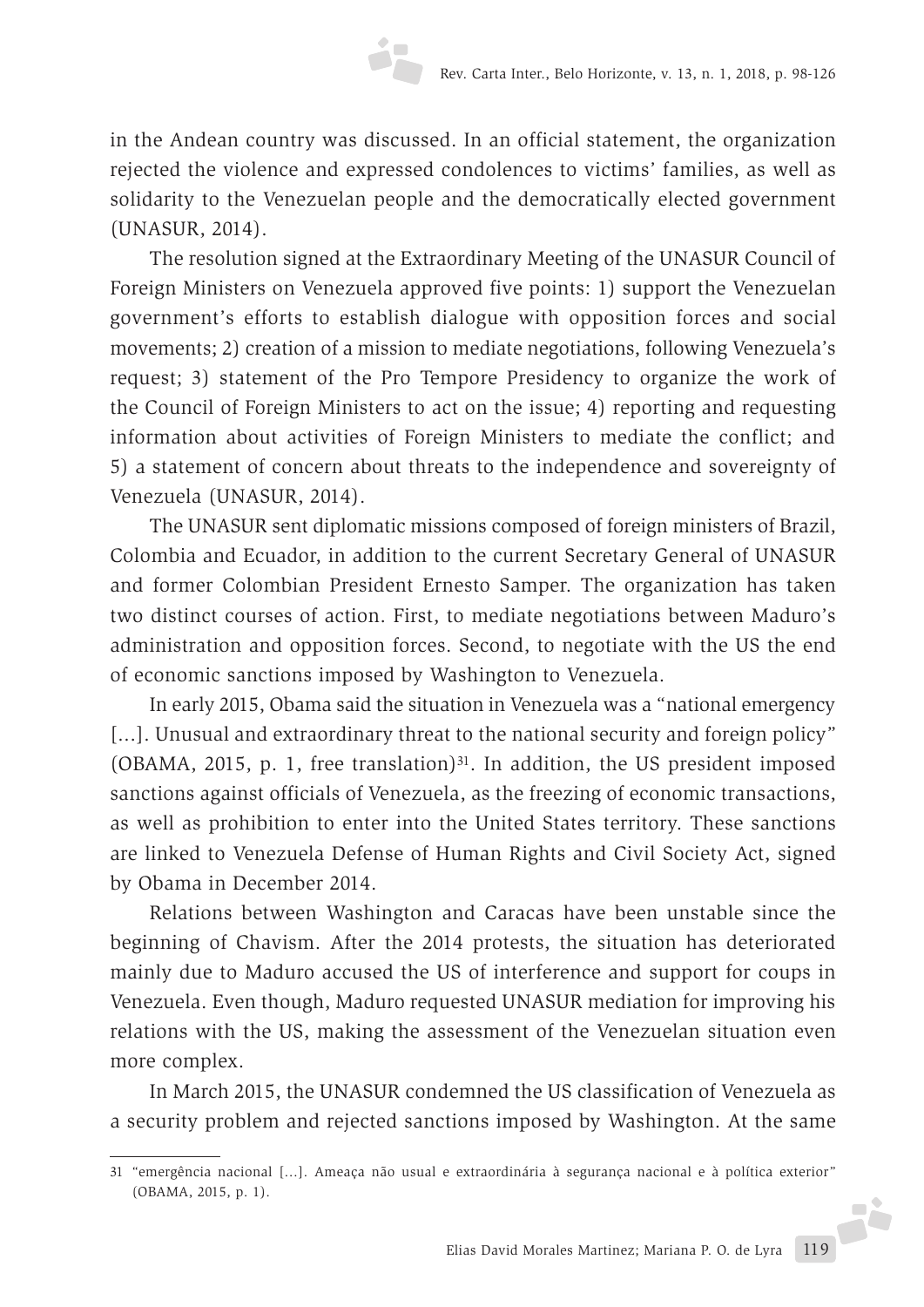in the Andean country was discussed. In an official statement, the organization rejected the violence and expressed condolences to victims' families, as well as solidarity to the Venezuelan people and the democratically elected government (UNASUR, 2014).

The resolution signed at the Extraordinary Meeting of the UNASUR Council of Foreign Ministers on Venezuela approved five points: 1) support the Venezuelan government's efforts to establish dialogue with opposition forces and social movements; 2) creation of a mission to mediate negotiations, following Venezuela's request; 3) statement of the Pro Tempore Presidency to organize the work of the Council of Foreign Ministers to act on the issue; 4) reporting and requesting information about activities of Foreign Ministers to mediate the conflict; and 5) a statement of concern about threats to the independence and sovereignty of Venezuela (UNASUR, 2014).

The UNASUR sent diplomatic missions composed of foreign ministers of Brazil, Colombia and Ecuador, in addition to the current Secretary General of UNASUR and former Colombian President Ernesto Samper. The organization has taken two distinct courses of action. First, to mediate negotiations between Maduro's administration and opposition forces. Second, to negotiate with the US the end of economic sanctions imposed by Washington to Venezuela.

In early 2015, Obama said the situation in Venezuela was a "national emergency [...]. Unusual and extraordinary threat to the national security and foreign policy" (OBAMA, 2015, p. 1, free translation)[31]. In addition, the US president imposed sanctions against officials of Venezuela, as the freezing of economic transactions, as well as prohibition to enter into the United States territory. These sanctions are linked to Venezuela Defense of Human Rights and Civil Society Act, signed by Obama in December 2014.

Relations between Washington and Caracas have been unstable since the beginning of Chavism. After the 2014 protests, the situation has deteriorated mainly due to Maduro accused the US of interference and support for coups in Venezuela. Even though, Maduro requested UNASUR mediation for improving his relations with the US, making the assessment of the Venezuelan situation even more complex.

In March 2015, the UNASUR condemned the US classification of Venezuela as a security problem and rejected sanctions imposed by Washington. At the same

---

31 "emergência nacional [...]. Ameaça não usual e extraordinária à segurança nacional e à política exterior" (OBAMA, 2015, p. 1).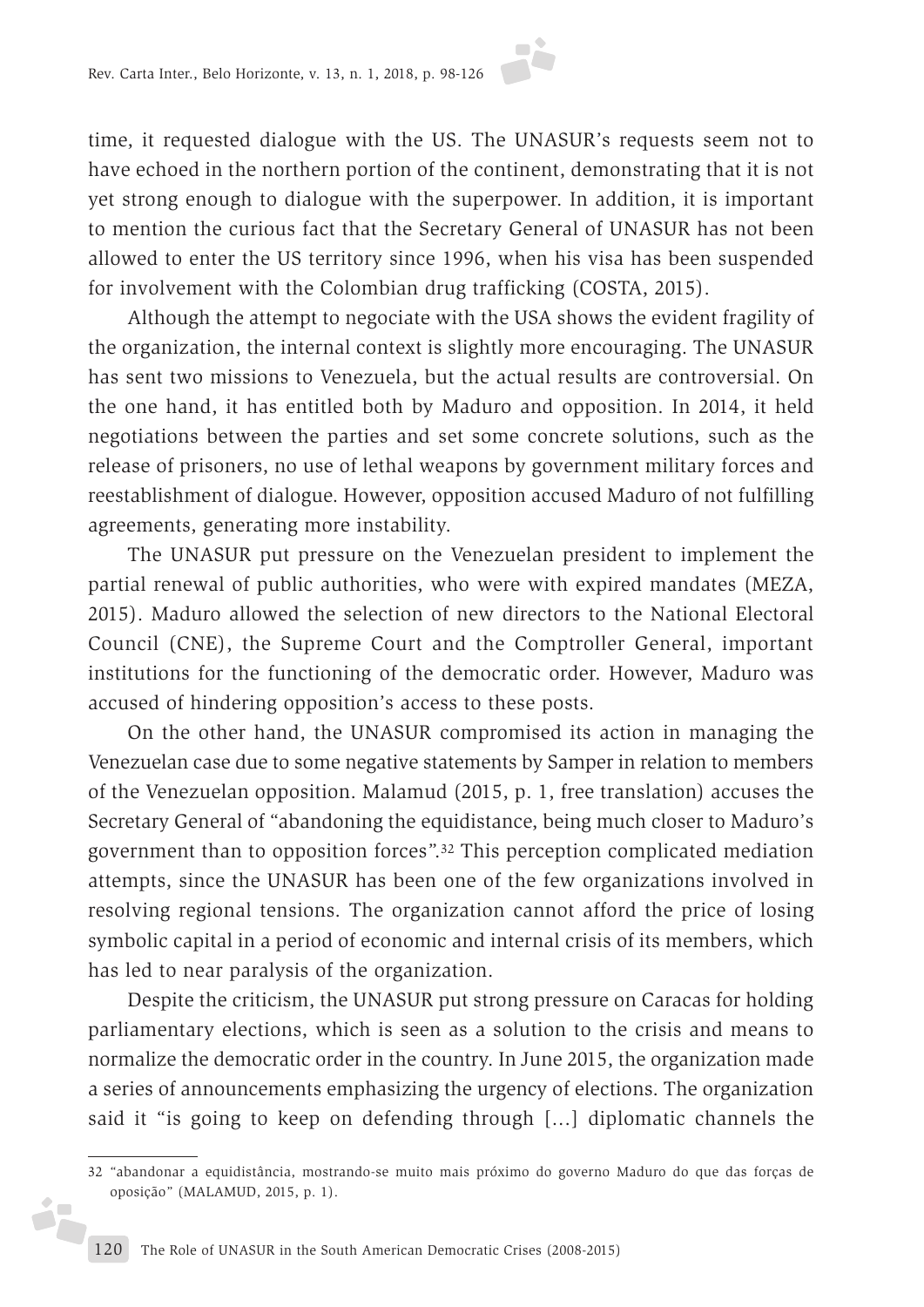time, it requested dialogue with the US. The UNASUR's requests seem not to have echoed in the northern portion of the continent, demonstrating that it is not yet strong enough to dialogue with the superpower. In addition, it is important to mention the curious fact that the Secretary General of UNASUR has not been allowed to enter the US territory since 1996, when his visa has been suspended for involvement with the Colombian drug trafficking (COSTA, 2015).

Although the attempt to negociate with the USA shows the evident fragility of the organization, the internal context is slightly more encouraging. The UNASUR has sent two missions to Venezuela, but the actual results are controversial. On the one hand, it has entitled both by Maduro and opposition. In 2014, it held negotiations between the parties and set some concrete solutions, such as the release of prisoners, no use of lethal weapons by government military forces and reestablishment of dialogue. However, opposition accused Maduro of not fulfilling agreements, generating more instability.

The UNASUR put pressure on the Venezuelan president to implement the partial renewal of public authorities, who were with expired mandates (MEZA, 2015). Maduro allowed the selection of new directors to the National Electoral Council (CNE), the Supreme Court and the Comptroller General, important institutions for the functioning of the democratic order. However, Maduro was accused of hindering opposition's access to these posts.

On the other hand, the UNASUR compromised its action in managing the Venezuelan case due to some negative statements by Samper in relation to members of the Venezuelan opposition. Malamud (2015, p. 1, free translation) accuses the Secretary General of "abandoning the equidistance, being much closer to Maduro's government than to opposition forces".[32] This perception complicated mediation attempts, since the UNASUR has been one of the few organizations involved in resolving regional tensions. The organization cannot afford the price of losing symbolic capital in a period of economic and internal crisis of its members, which has led to near paralysis of the organization.

Despite the criticism, the UNASUR put strong pressure on Caracas for holding parliamentary elections, which is seen as a solution to the crisis and means to normalize the democratic order in the country. In June 2015, the organization made a series of announcements emphasizing the urgency of elections. The organization said it "is going to keep on defending through [...] diplomatic channels the

---

32 "abandonar a equidistância, mostrando-se muito mais próximo do governo Maduro do que das forças de oposição" (MALAMUD, 2015, p. 1).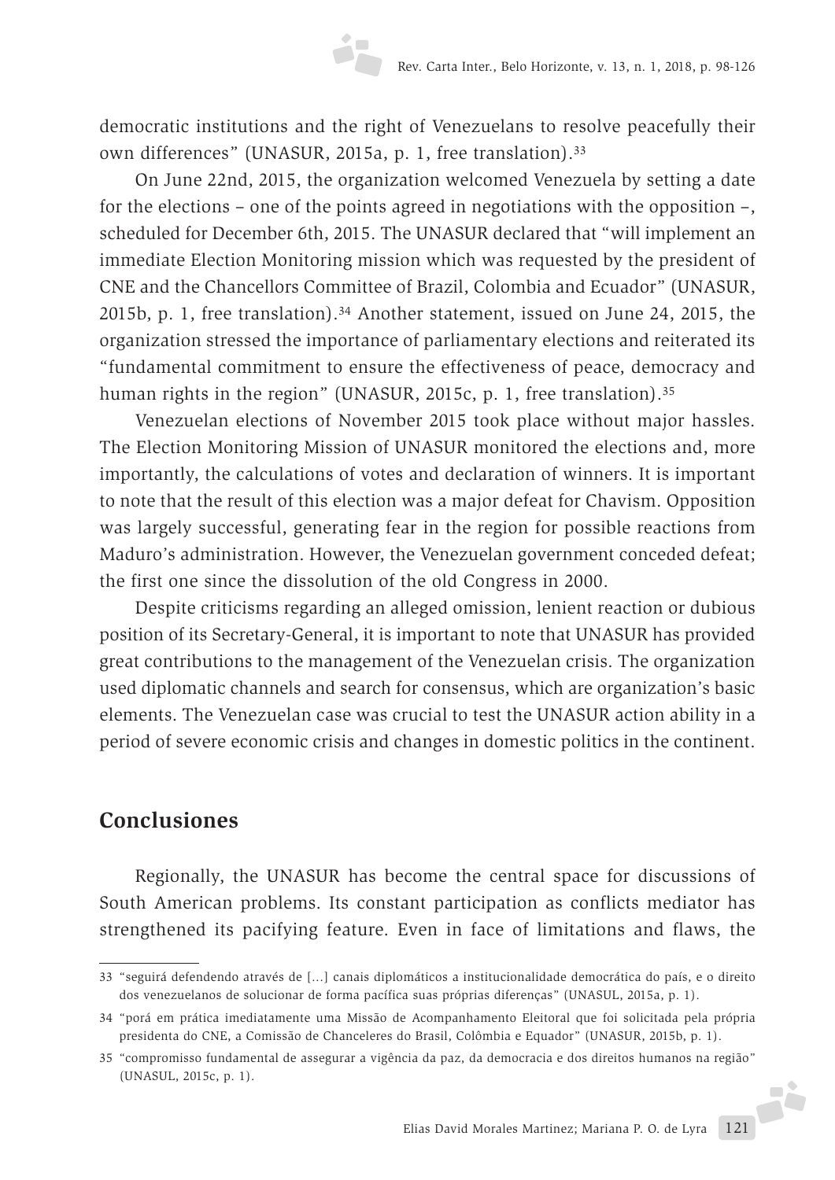democratic institutions and the right of Venezuelans to resolve peacefully their own differences" (UNASUR, 2015a, p. 1, free translation).[33]

On June 22nd, 2015, the organization welcomed Venezuela by setting a date for the elections – one of the points agreed in negotiations with the opposition –, scheduled for December 6th, 2015. The UNASUR declared that "will implement an immediate Election Monitoring mission which was requested by the president of CNE and the Chancellors Committee of Brazil, Colombia and Ecuador" (UNASUR, 2015b, p. 1, free translation).[34] Another statement, issued on June 24, 2015, the organization stressed the importance of parliamentary elections and reiterated its "fundamental commitment to ensure the effectiveness of peace, democracy and human rights in the region" (UNASUR, 2015c, p. 1, free translation).[35]

Venezuelan elections of November 2015 took place without major hassles. The Election Monitoring Mission of UNASUR monitored the elections and, more importantly, the calculations of votes and declaration of winners. It is important to note that the result of this election was a major defeat for Chavism. Opposition was largely successful, generating fear in the region for possible reactions from Maduro's administration. However, the Venezuelan government conceded defeat; the first one since the dissolution of the old Congress in 2000.

Despite criticisms regarding an alleged omission, lenient reaction or dubious position of its Secretary-General, it is important to note that UNASUR has provided great contributions to the management of the Venezuelan crisis. The organization used diplomatic channels and search for consensus, which are organization's basic elements. The Venezuelan case was crucial to test the UNASUR action ability in a period of severe economic crisis and changes in domestic politics in the continent.

## Conclusiones

Regionally, the UNASUR has become the central space for discussions of South American problems. Its constant participation as conflicts mediator has strengthened its pacifying feature. Even in face of limitations and flaws, the

---

33 "seguirá defendendo através de [...] canais diplomáticos a institucionalidade democrática do país, e o direito dos venezuelanos de solucionar de forma pacífica suas próprias diferenças" (UNASUL, 2015a, p. 1).

34 "porá em prática imediatamente uma Missão de Acompanhamento Eleitoral que foi solicitada pela própria presidenta do CNE, a Comissão de Chanceleres do Brasil, Colômbia e Equador" (UNASUR, 2015b, p. 1).

35 "compromisso fundamental de assegurar a vigência da paz, da democracia e dos direitos humanos na região" (UNASUL, 2015c, p. 1).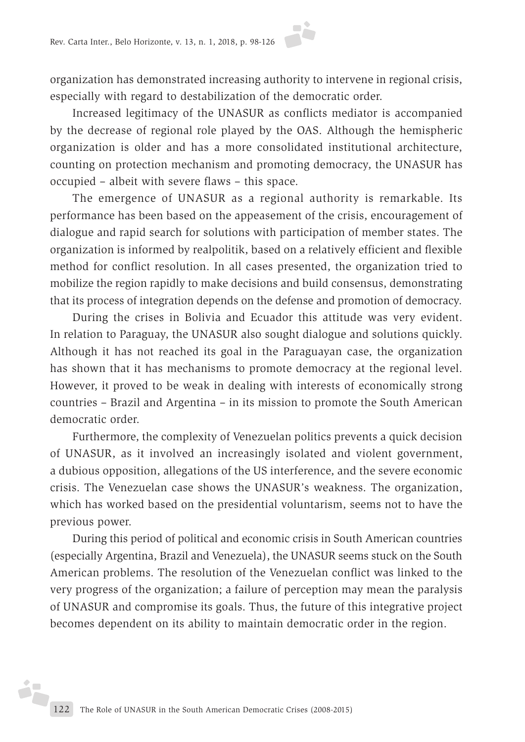organization has demonstrated increasing authority to intervene in regional crisis, especially with regard to destabilization of the democratic order.

Increased legitimacy of the UNASUR as conflicts mediator is accompanied by the decrease of regional role played by the OAS. Although the hemispheric organization is older and has a more consolidated institutional architecture, counting on protection mechanism and promoting democracy, the UNASUR has occupied – albeit with severe flaws – this space.

The emergence of UNASUR as a regional authority is remarkable. Its performance has been based on the appeasement of the crisis, encouragement of dialogue and rapid search for solutions with participation of member states. The organization is informed by realpolitik, based on a relatively efficient and flexible method for conflict resolution. In all cases presented, the organization tried to mobilize the region rapidly to make decisions and build consensus, demonstrating that its process of integration depends on the defense and promotion of democracy.

During the crises in Bolivia and Ecuador this attitude was very evident. In relation to Paraguay, the UNASUR also sought dialogue and solutions quickly. Although it has not reached its goal in the Paraguayan case, the organization has shown that it has mechanisms to promote democracy at the regional level. However, it proved to be weak in dealing with interests of economically strong countries – Brazil and Argentina – in its mission to promote the South American democratic order.

Furthermore, the complexity of Venezuelan politics prevents a quick decision of UNASUR, as it involved an increasingly isolated and violent government, a dubious opposition, allegations of the US interference, and the severe economic crisis. The Venezuelan case shows the UNASUR's weakness. The organization, which has worked based on the presidential voluntarism, seems not to have the previous power.

During this period of political and economic crisis in South American countries (especially Argentina, Brazil and Venezuela), the UNASUR seems stuck on the South American problems. The resolution of the Venezuelan conflict was linked to the very progress of the organization; a failure of perception may mean the paralysis of UNASUR and compromise its goals. Thus, the future of this integrative project becomes dependent on its ability to maintain democratic order in the region.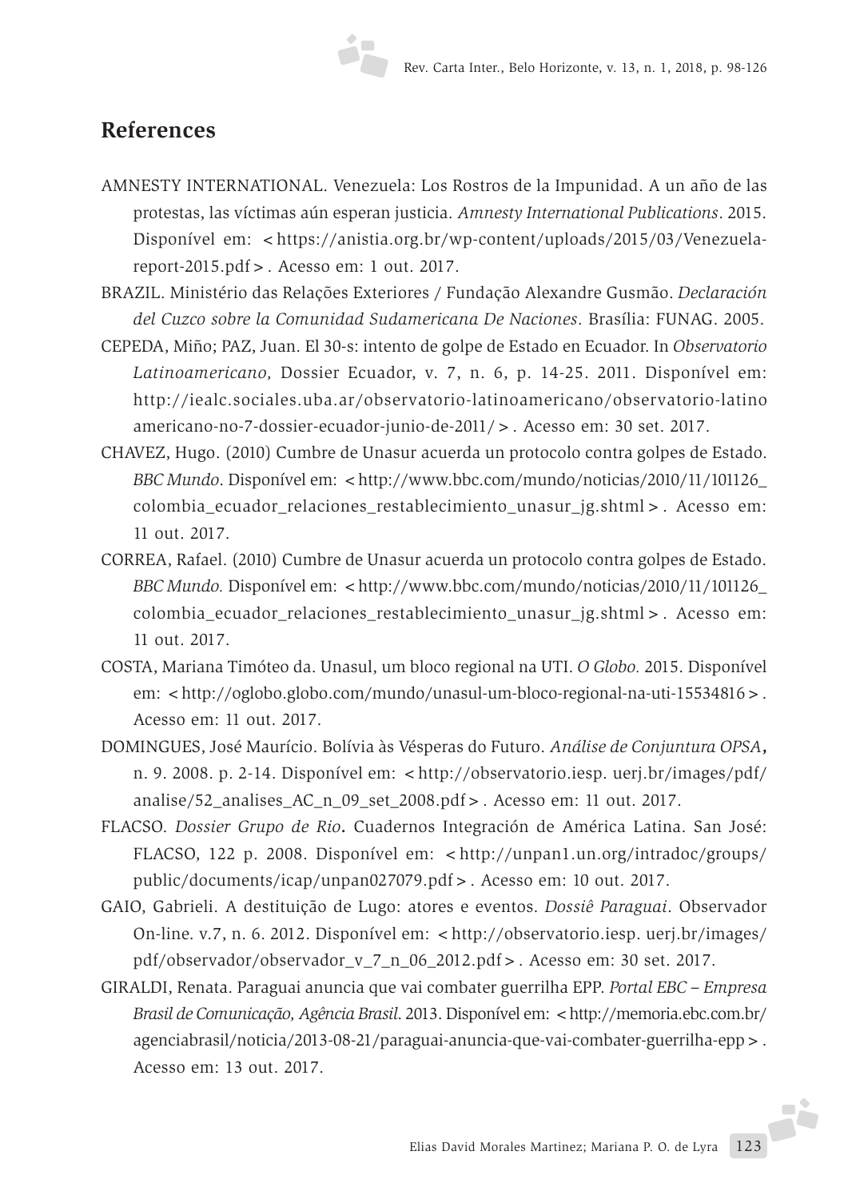## References

AMNESTY INTERNATIONAL. Venezuela: Los Rostros de la Impunidad. A un año de las protestas, las víctimas aún esperan justicia. *Amnesty International Publications*. 2015. Disponível em: <https://anistia.org.br/wp-content/uploads/2015/03/Venezuela-report-2015.pdf>. Acesso em: 1 out. 2017.

BRAZIL. Ministério das Relações Exteriores / Fundação Alexandre Gusmão. *Declaración del Cuzco sobre la Comunidad Sudamericana De Naciones*. Brasília: FUNAG. 2005.

CEPEDA, Miño; PAZ, Juan. El 30-s: intento de golpe de Estado en Ecuador. In *Observatorio Latinoamericano,* Dossier Ecuador, v. 7, n. 6, p. 14-25. 2011. Disponível em: http://iealc.sociales.uba.ar/observatorio-latinoamericano/observatorio-latino americano-no-7-dossier-ecuador-junio-de-2011/>. Acesso em: 30 set. 2017.

CHAVEZ, Hugo. (2010) Cumbre de Unasur acuerda un protocolo contra golpes de Estado. *BBC Mundo*. Disponível em: <http://www.bbc.com/mundo/noticias/2010/11/101126_colombia_ecuador_relaciones_restablecimiento_unasur_jg.shtml>. Acesso em: 11 out. 2017.

CORREA, Rafael. (2010) Cumbre de Unasur acuerda un protocolo contra golpes de Estado. *BBC Mundo.* Disponível em: <http://www.bbc.com/mundo/noticias/2010/11/101126_colombia_ecuador_relaciones_restablecimiento_unasur_jg.shtml>. Acesso em: 11 out. 2017.

COSTA, Mariana Timóteo da. Unasul, um bloco regional na UTI. *O Globo.* 2015. Disponível em: <http://oglobo.globo.com/mundo/unasul-um-bloco-regional-na-uti-15534816>. Acesso em: 11 out. 2017.

DOMINGUES, José Maurício. Bolívia às Vésperas do Futuro. *Análise de Conjuntura OPSA***,** n. 9. 2008. p. 2-14. Disponível em: <http://observatorio.iesp. uerj.br/images/pdf/analise/52_analises_AC_n_09_set_2008.pdf>. Acesso em: 11 out. 2017.

FLACSO. *Dossier Grupo de Rio***.** Cuadernos Integración de América Latina. San José: FLACSO, 122 p. 2008. Disponível em: <http://unpan1.un.org/intradoc/groups/public/documents/icap/unpan027079.pdf>. Acesso em: 10 out. 2017.

GAIO, Gabrieli. A destituição de Lugo: atores e eventos. *Dossiê Paraguai*. Observador On-line. v.7, n. 6. 2012. Disponível em: <http://observatorio.iesp. uerj.br/images/pdf/observador/observador_v_7_n_06_2012.pdf>. Acesso em: 30 set. 2017.

GIRALDI, Renata. Paraguai anuncia que vai combater guerrilha EPP. *Portal EBC – Empresa Brasil de Comunicação, Agência Brasil*. 2013. Disponível em: <http://memoria.ebc.com.br/agenciabrasil/noticia/2013-08-21/paraguai-anuncia-que-vai-combater-guerrilha-epp>. Acesso em: 13 out. 2017.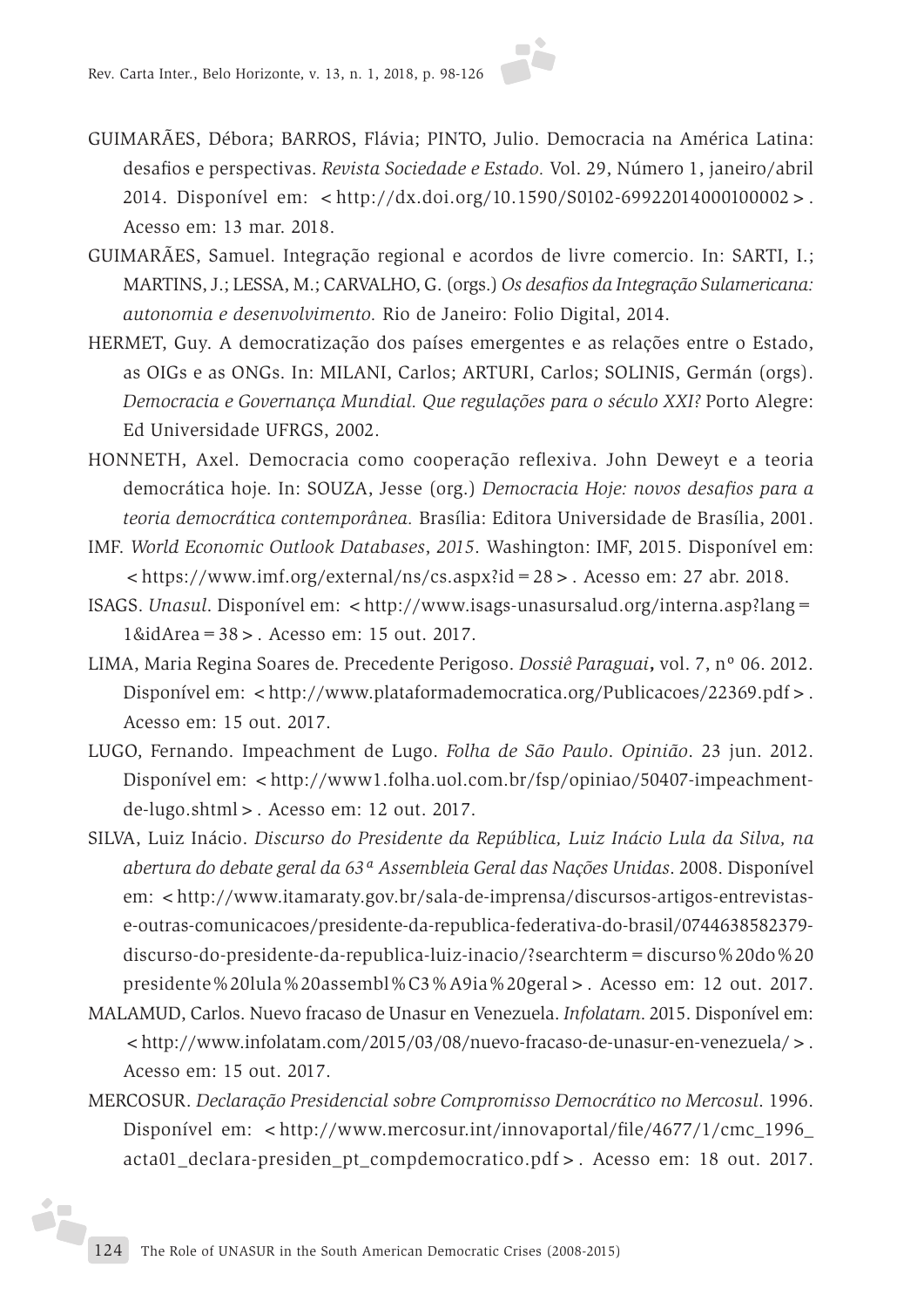GUIMARÃES, Débora; BARROS, Flávia; PINTO, Julio. Democracia na América Latina: desafios e perspectivas. *Revista Sociedade e Estado.* Vol. 29, Número 1, janeiro/abril 2014. Disponível em: <http://dx.doi.org/10.1590/S0102-69922014000100002>. Acesso em: 13 mar. 2018.

GUIMARÃES, Samuel. Integração regional e acordos de livre comercio. In: SARTI, I.; MARTINS, J.; LESSA, M.; CARVALHO, G. (orgs.) *Os desafios da Integração Sulamericana: autonomia e desenvolvimento.* Rio de Janeiro: Folio Digital, 2014.

HERMET, Guy. A democratização dos países emergentes e as relações entre o Estado, as OIGs e as ONGs. In: MILANI, Carlos; ARTURI, Carlos; SOLINIS, Germán (orgs). *Democracia e Governança Mundial. Que regulações para o século XXI?* Porto Alegre: Ed Universidade UFRGS, 2002.

HONNETH, Axel. Democracia como cooperação reflexiva. John Deweyt e a teoria democrática hoje. In: SOUZA, Jesse (org.) *Democracia Hoje: novos desafios para a teoria democrática contemporânea.* Brasília: Editora Universidade de Brasília, 2001.

IMF. *World Economic Outlook Databases*, *2015*. Washington: IMF, 2015. Disponível em: <https://www.imf.org/external/ns/cs.aspx?id=28>. Acesso em: 27 abr. 2018.

ISAGS. *Unasul*. Disponível em: <http://www.isags-unasursalud.org/interna.asp?lang=1&idArea=38>. Acesso em: 15 out. 2017.

LIMA, Maria Regina Soares de. Precedente Perigoso. *Dossiê Paraguai***,** vol. 7, nº 06. 2012. Disponível em: <http://www.plataformademocratica.org/Publicacoes/22369.pdf>. Acesso em: 15 out. 2017.

LUGO, Fernando. Impeachment de Lugo. *Folha de São Paulo*. *Opinião*. 23 jun. 2012. Disponível em: <http://www1.folha.uol.com.br/fsp/opiniao/50407-impeachment-de-lugo.shtml>. Acesso em: 12 out. 2017.

SILVA, Luiz Inácio. *Discurso do Presidente da República, Luiz Inácio Lula da Silva, na abertura do debate geral da 63ª Assembleia Geral das Nações Unidas*. 2008. Disponível em: <http://www.itamaraty.gov.br/sala-de-imprensa/discursos-artigos-entrevistas-e-outras-comunicacoes/presidente-da-republica-federativa-do-brasil/0744638582379-discurso-do-presidente-da-republica-luiz-inacio/?searchterm=discurso%20do%20presidente%20lula%20assembl%C3%A9ia%20geral>. Acesso em: 12 out. 2017.

MALAMUD, Carlos. Nuevo fracaso de Unasur en Venezuela. *Infolatam*. 2015. Disponível em: <http://www.infolatam.com/2015/03/08/nuevo-fracaso-de-unasur-en-venezuela/>. Acesso em: 15 out. 2017.

MERCOSUR. *Declaração Presidencial sobre Compromisso Democrático no Mercosul*. 1996. Disponível em: <http://www.mercosur.int/innovaportal/file/4677/1/cmc_1996_acta01_declara-presiden_pt_compdemocratico.pdf>. Acesso em: 18 out. 2017.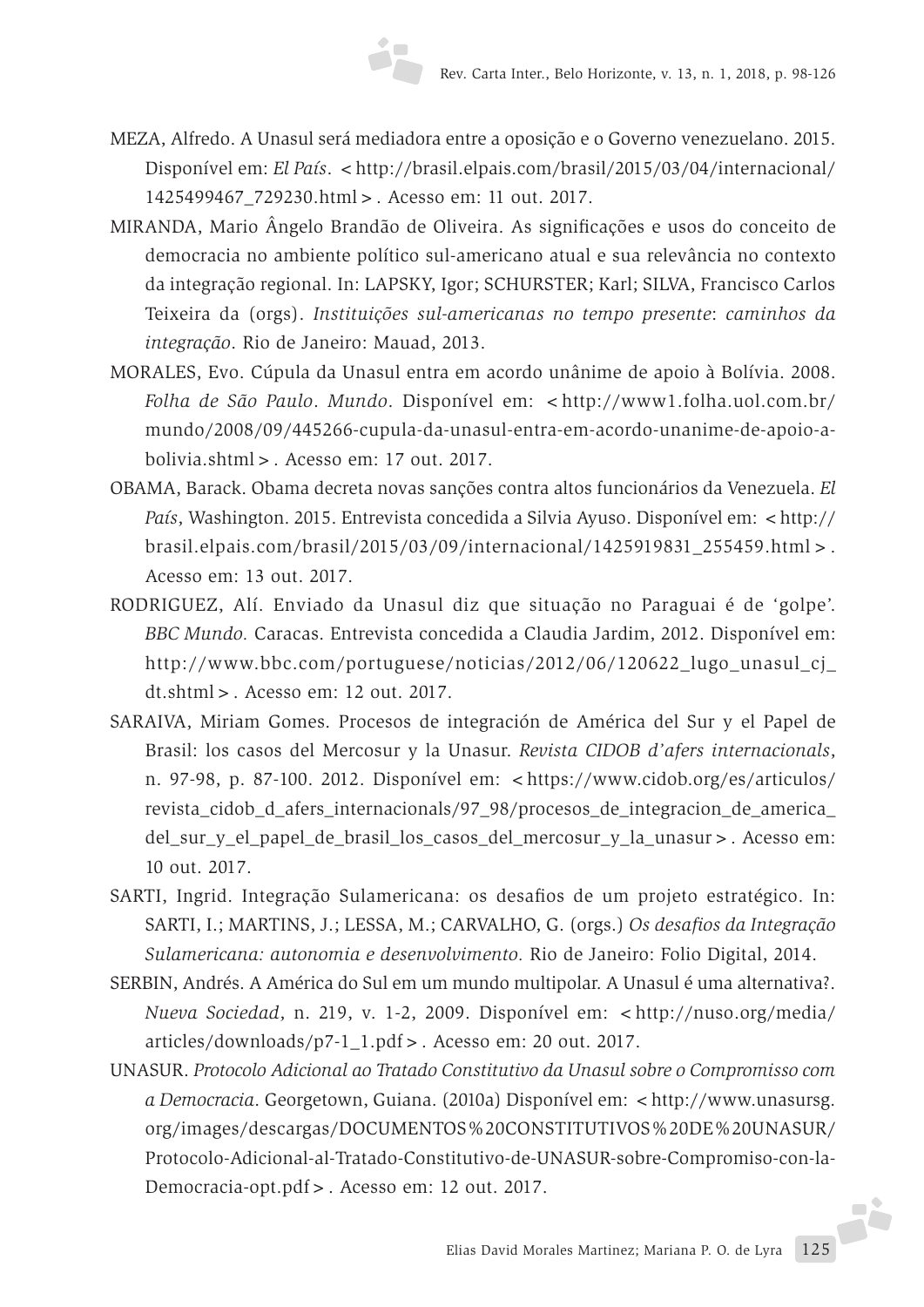MEZA, Alfredo. A Unasul será mediadora entre a oposição e o Governo venezuelano. 2015. Disponível em: *El País*. <http://brasil.elpais.com/brasil/2015/03/04/internacional/1425499467_729230.html>. Acesso em: 11 out. 2017.

MIRANDA, Mario Ângelo Brandão de Oliveira. As significações e usos do conceito de democracia no ambiente político sul-americano atual e sua relevância no contexto da integração regional. In: LAPSKY, Igor; SCHURSTER; Karl; SILVA, Francisco Carlos Teixeira da (orgs). *Instituições sul-americanas no tempo presente*: *caminhos da integração*. Rio de Janeiro: Mauad, 2013.

MORALES, Evo. Cúpula da Unasul entra em acordo unânime de apoio à Bolívia. 2008. *Folha de São Paulo*. *Mundo*. Disponível em: <http://www1.folha.uol.com.br/mundo/2008/09/445266-cupula-da-unasul-entra-em-acordo-unanime-de-apoio-a-bolivia.shtml>. Acesso em: 17 out. 2017.

OBAMA, Barack. Obama decreta novas sanções contra altos funcionários da Venezuela. *El País*, Washington. 2015. Entrevista concedida a Silvia Ayuso. Disponível em: <http://brasil.elpais.com/brasil/2015/03/09/internacional/1425919831_255459.html>. Acesso em: 13 out. 2017.

RODRIGUEZ, Alí. Enviado da Unasul diz que situação no Paraguai é de 'golpe'. *BBC Mundo.* Caracas. Entrevista concedida a Claudia Jardim, 2012. Disponível em: http://www.bbc.com/portuguese/noticias/2012/06/120622_lugo_unasul_cj_dt.shtml>. Acesso em: 12 out. 2017.

SARAIVA, Miriam Gomes. Procesos de integración de América del Sur y el Papel de Brasil: los casos del Mercosur y la Unasur. *Revista CIDOB d'afers internacionals*, n. 97-98, p. 87-100. 2012. Disponível em: <https://www.cidob.org/es/articulos/revista_cidob_d_afers_internacionals/97_98/procesos_de_integracion_de_america_del_sur_y_el_papel_de_brasil_los_casos_del_mercosur_y_la_unasur>. Acesso em: 10 out. 2017.

SARTI, Ingrid. Integração Sulamericana: os desafios de um projeto estratégico. In: SARTI, I.; MARTINS, J.; LESSA, M.; CARVALHO, G. (orgs.) *Os desafios da Integração Sulamericana: autonomia e desenvolvimento.* Rio de Janeiro: Folio Digital, 2014.

SERBIN, Andrés. A América do Sul em um mundo multipolar. A Unasul é uma alternativa?. *Nueva Sociedad*, n. 219, v. 1-2, 2009. Disponível em: <http://nuso.org/media/articles/downloads/p7-1_1.pdf>. Acesso em: 20 out. 2017.

UNASUR. *Protocolo Adicional ao Tratado Constitutivo da Unasul sobre o Compromisso com a Democracia*. Georgetown, Guiana. (2010a) Disponível em: <http://www.unasursg.org/images/descargas/DOCUMENTOS%20CONSTITUTIVOS%20DE%20UNASUR/Protocolo-Adicional-al-Tratado-Constitutivo-de-UNASUR-sobre-Compromiso-con-la-Democracia-opt.pdf>. Acesso em: 12 out. 2017.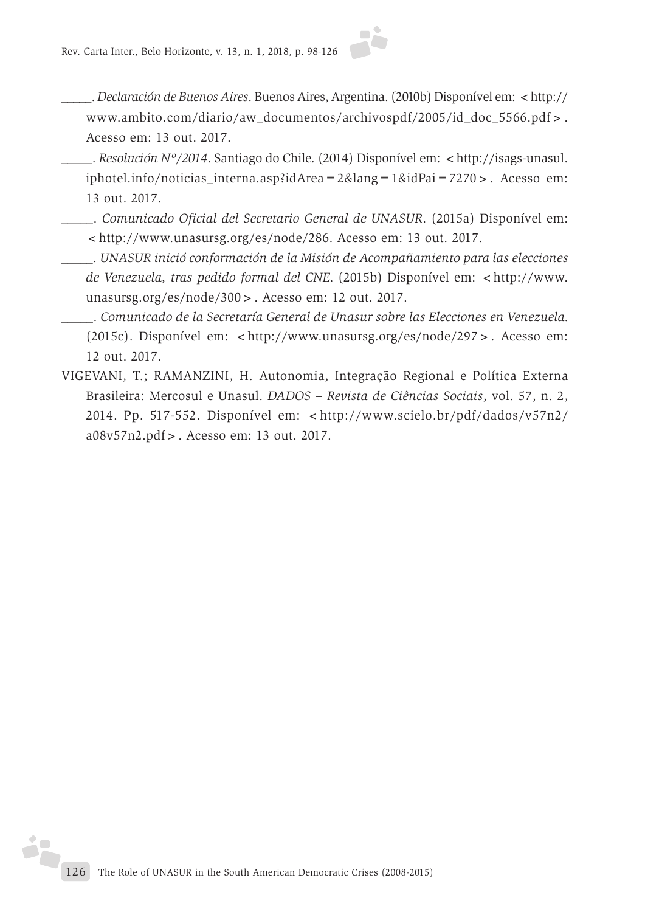_____. *Declaración de Buenos Aires*. Buenos Aires, Argentina. (2010b) Disponível em: <http://www.ambito.com/diario/aw_documentos/archivospdf/2005/id_doc_5566.pdf>. Acesso em: 13 out. 2017.

_____. *Resolución Nº/2014*. Santiago do Chile. (2014) Disponível em: <http://isags-unasul.iphotel.info/noticias_interna.asp?idArea=2&lang=1&idPai=7270>. Acesso em: 13 out. 2017.

_____. *Comunicado Oficial del Secretario General de UNASUR*. (2015a) Disponível em: <http://www.unasursg.org/es/node/286. Acesso em: 13 out. 2017.

_____. *UNASUR inició conformación de la Misión de Acompañamiento para las elecciones de Venezuela, tras pedido formal del CNE*. (2015b) Disponível em: <http://www.unasursg.org/es/node/300>. Acesso em: 12 out. 2017.

_____. *Comunicado de la Secretaría General de Unasur sobre las Elecciones en Venezuela.* (2015c). Disponível em: <http://www.unasursg.org/es/node/297>. Acesso em: 12 out. 2017.

VIGEVANI, T.; RAMANZINI, H. Autonomia, Integração Regional e Política Externa Brasileira: Mercosul e Unasul. *DADOS – Revista de Ciências Sociais*, vol. 57, n. 2, 2014. Pp. 517-552. Disponível em: <http://www.scielo.br/pdf/dados/v57n2/a08v57n2.pdf>. Acesso em: 13 out. 2017.